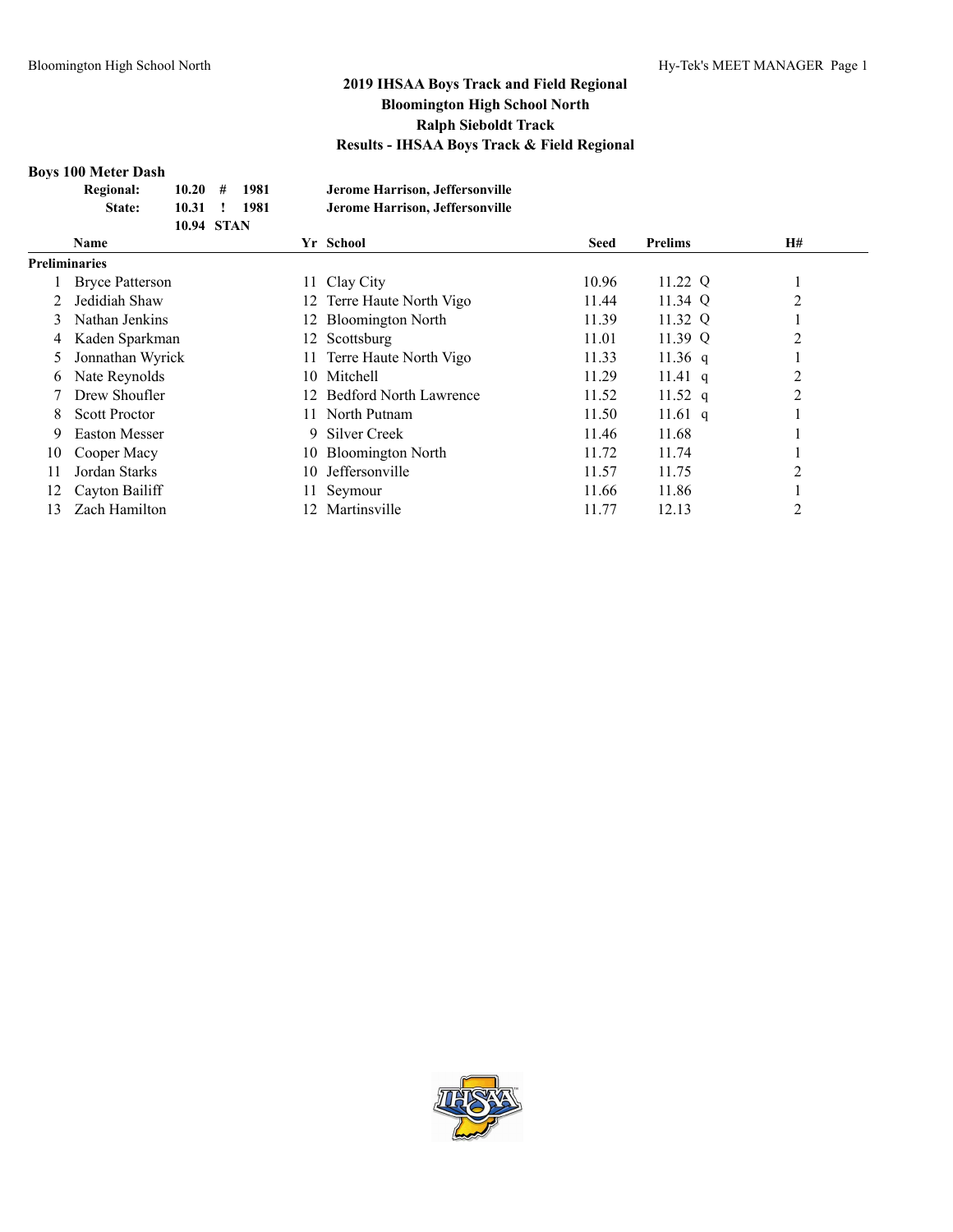# 2019 IHSAA Boys Track and Field Regional
## Bloomington High School North
## Ralph Sieboldt Track
## Results - IHSAA Boys Track & Field Regional

### Boys 100 Meter Dash

| | | | | |
|---|---|---|---|---|
| Regional: | 10.20 | # | 1981 | Jerome Harrison, Jeffersonville |
| State: | 10.31 | ! | 1981 | Jerome Harrison, Jeffersonville |
| | 10.94 | STAN | | |

**Preliminaries**

| | Name | Yr | School | Seed | Prelims | | H# |
|---|---|---|---|---|---|---|---|
| 1 | Bryce Patterson | 11 | Clay City | 10.96 | 11.22 | Q | 1 |
| 2 | Jedidiah Shaw | 12 | Terre Haute North Vigo | 11.44 | 11.34 | Q | 2 |
| 3 | Nathan Jenkins | 12 | Bloomington North | 11.39 | 11.32 | Q | 1 |
| 4 | Kaden Sparkman | 12 | Scottsburg | 11.01 | 11.39 | Q | 2 |
| 5 | Jonnathan Wyrick | 11 | Terre Haute North Vigo | 11.33 | 11.36 | q | 1 |
| 6 | Nate Reynolds | 10 | Mitchell | 11.29 | 11.41 | q | 2 |
| 7 | Drew Shoufler | 12 | Bedford North Lawrence | 11.52 | 11.52 | q | 2 |
| 8 | Scott Proctor | 11 | North Putnam | 11.50 | 11.61 | q | 1 |
| 9 | Easton Messer | 9 | Silver Creek | 11.46 | 11.68 | | 1 |
| 10 | Cooper Macy | 10 | Bloomington North | 11.72 | 11.74 | | 1 |
| 11 | Jordan Starks | 10 | Jeffersonville | 11.57 | 11.75 | | 2 |
| 12 | Cayton Bailiff | 11 | Seymour | 11.66 | 11.86 | | 1 |
| 13 | Zach Hamilton | 12 | Martinsville | 11.77 | 12.13 | | 2 |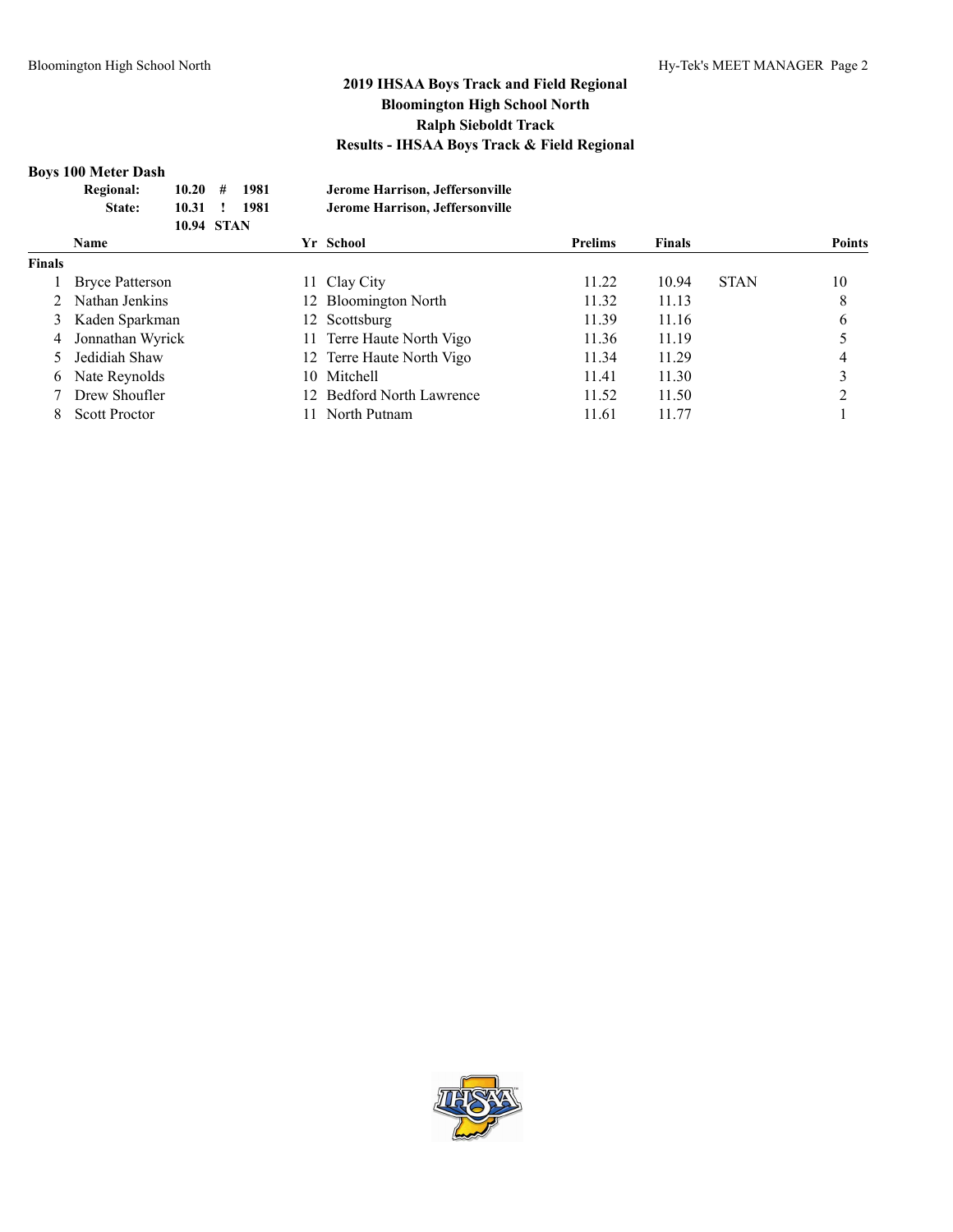# 2019 IHSAA Boys Track and Field Regional
## Bloomington High School North
## Ralph Sieboldt Track
## Results - IHSAA Boys Track & Field Regional

### Boys 100 Meter Dash

| | | | | |
|---|---|---|---|---|
| Regional: | 10.20 | # | 1981 | Jerome Harrison, Jeffersonville |
| State: | 10.31 | ! | 1981 | Jerome Harrison, Jeffersonville |
| | 10.94 | STAN | | |

| | Name | Yr | School | Prelims | Finals | | Points |
|---|---|---|---|---|---|---|---|
| **Finals** | | | | | | | |
| 1 | Bryce Patterson | 11 | Clay City | 11.22 | 10.94 | STAN | 10 |
| 2 | Nathan Jenkins | 12 | Bloomington North | 11.32 | 11.13 | | 8 |
| 3 | Kaden Sparkman | 12 | Scottsburg | 11.39 | 11.16 | | 6 |
| 4 | Jonnathan Wyrick | 11 | Terre Haute North Vigo | 11.36 | 11.19 | | 5 |
| 5 | Jedidiah Shaw | 12 | Terre Haute North Vigo | 11.34 | 11.29 | | 4 |
| 6 | Nate Reynolds | 10 | Mitchell | 11.41 | 11.30 | | 3 |
| 7 | Drew Shoufler | 12 | Bedford North Lawrence | 11.52 | 11.50 | | 2 |
| 8 | Scott Proctor | 11 | North Putnam | 11.61 | 11.77 | | 1 |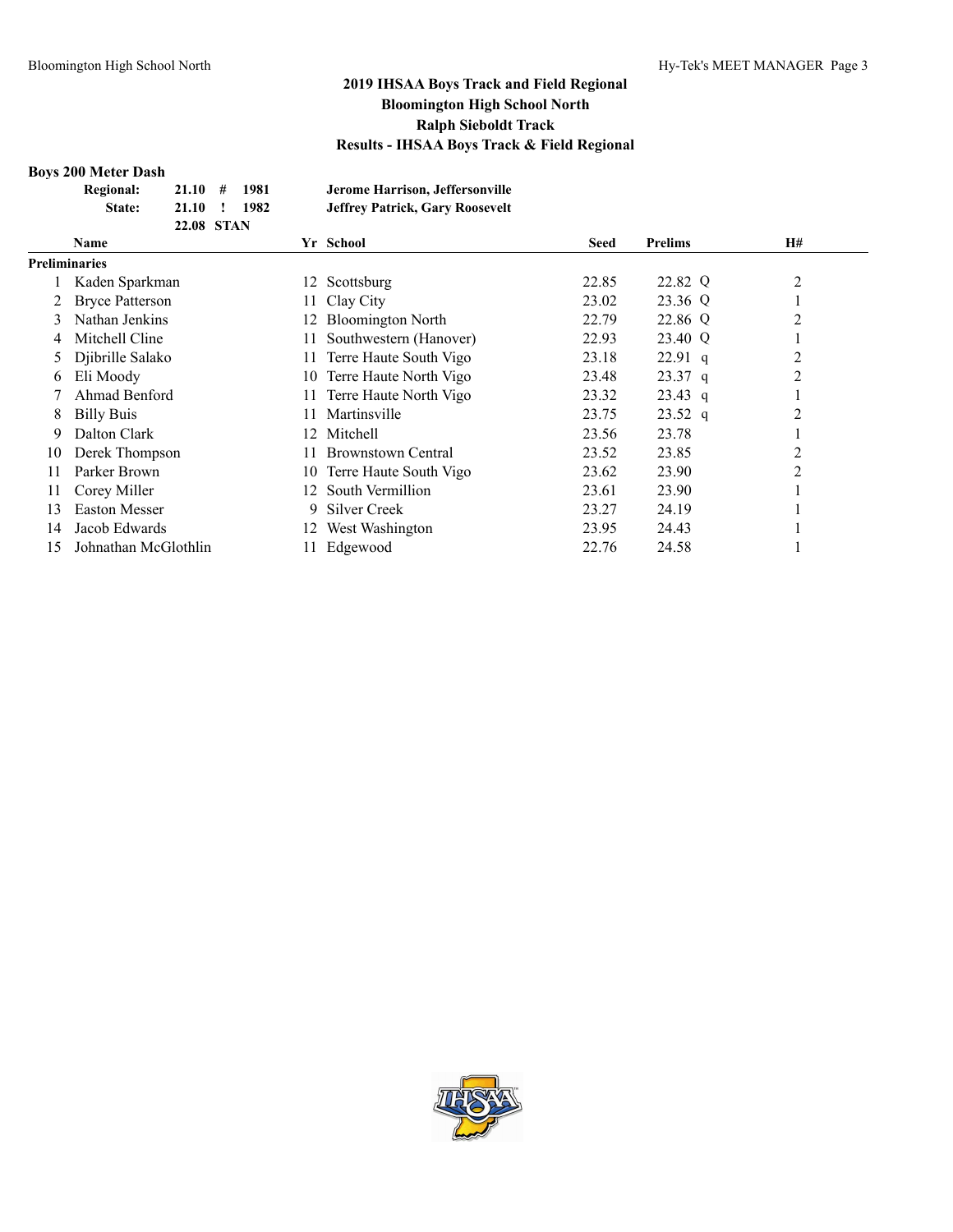## 2019 IHSAA Boys Track and Field Regional
## Bloomington High School North
## Ralph Sieboldt Track
## Results - IHSAA Boys Track & Field Regional

### Boys 200 Meter Dash

| | | | | |
|---|---|---|---|---|
| Regional: | 21.10 | # | 1981 | Jerome Harrison, Jeffersonville |
| State: | 21.10 | ! | 1982 | Jeffrey Patrick, Gary Roosevelt |
| | 22.08 | STAN | | |

**Preliminaries**

| | Name | Yr | School | Seed | Prelims | | H# |
|---|---|---|---|---|---|---|---|
| 1 | Kaden Sparkman | 12 | Scottsburg | 22.85 | 22.82 | Q | 2 |
| 2 | Bryce Patterson | 11 | Clay City | 23.02 | 23.36 | Q | 1 |
| 3 | Nathan Jenkins | 12 | Bloomington North | 22.79 | 22.86 | Q | 2 |
| 4 | Mitchell Cline | 11 | Southwestern (Hanover) | 22.93 | 23.40 | Q | 1 |
| 5 | Djibrille Salako | 11 | Terre Haute South Vigo | 23.18 | 22.91 | q | 2 |
| 6 | Eli Moody | 10 | Terre Haute North Vigo | 23.48 | 23.37 | q | 2 |
| 7 | Ahmad Benford | 11 | Terre Haute North Vigo | 23.32 | 23.43 | q | 1 |
| 8 | Billy Buis | 11 | Martinsville | 23.75 | 23.52 | q | 2 |
| 9 | Dalton Clark | 12 | Mitchell | 23.56 | 23.78 | | 1 |
| 10 | Derek Thompson | 11 | Brownstown Central | 23.52 | 23.85 | | 2 |
| 11 | Parker Brown | 10 | Terre Haute South Vigo | 23.62 | 23.90 | | 2 |
| 11 | Corey Miller | 12 | South Vermillion | 23.61 | 23.90 | | 1 |
| 13 | Easton Messer | 9 | Silver Creek | 23.27 | 24.19 | | 1 |
| 14 | Jacob Edwards | 12 | West Washington | 23.95 | 24.43 | | 1 |
| 15 | Johnathan McGlothlin | 11 | Edgewood | 22.76 | 24.58 | | 1 |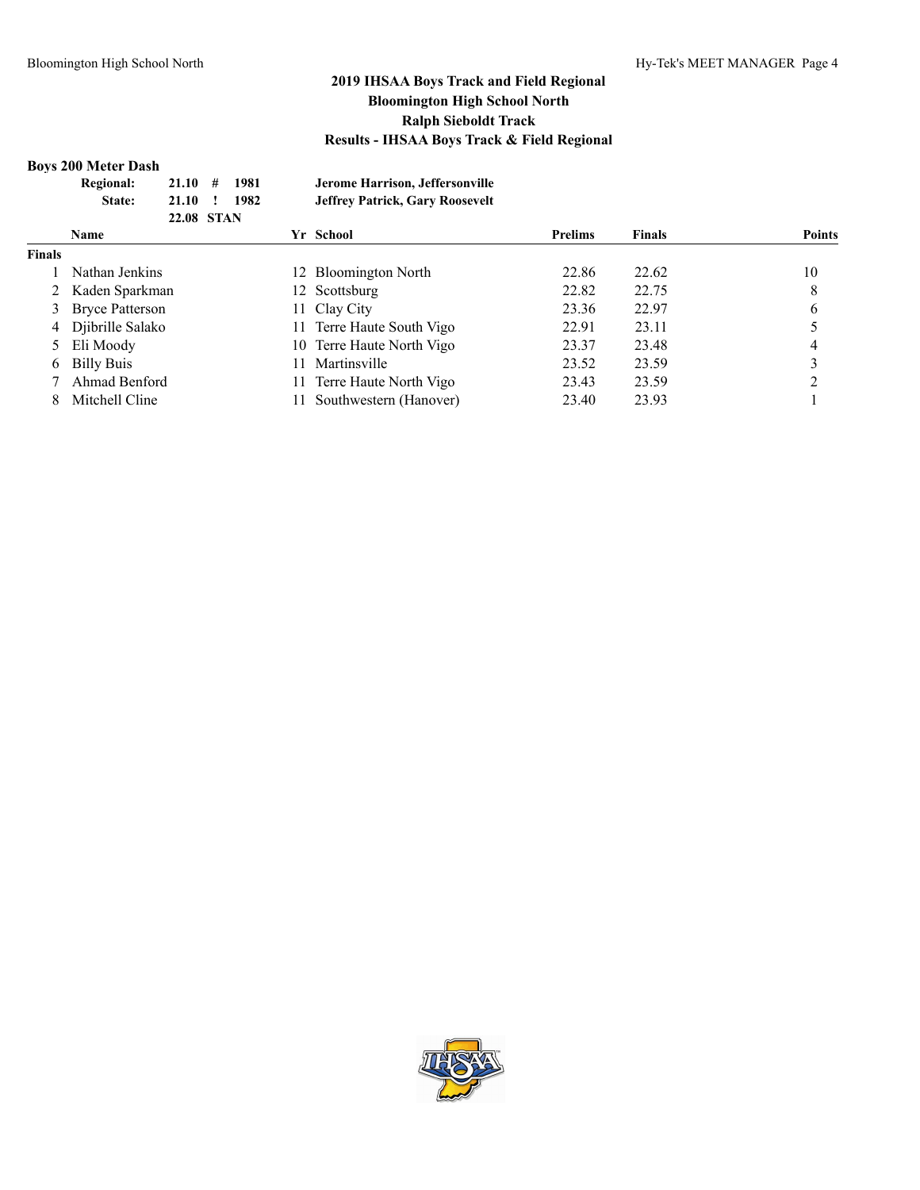# 2019 IHSAA Boys Track and Field Regional
## Bloomington High School North
## Ralph Sieboldt Track
## Results - IHSAA Boys Track & Field Regional

### Boys 200 Meter Dash

| | | | |
|---|---|---|---|
| Regional: | 21.10 # | 1981 | Jerome Harrison, Jeffersonville |
| State: | 21.10 ! | 1982 | Jeffrey Patrick, Gary Roosevelt |
| | 22.08 STAN | | |

| | Name | Yr | School | Prelims | Finals | Points |
|---|---|---|---|---|---|---|
| **Finals** | | | | | | |
| 1 | Nathan Jenkins | 12 | Bloomington North | 22.86 | 22.62 | 10 |
| 2 | Kaden Sparkman | 12 | Scottsburg | 22.82 | 22.75 | 8 |
| 3 | Bryce Patterson | 11 | Clay City | 23.36 | 22.97 | 6 |
| 4 | Djibrille Salako | 11 | Terre Haute South Vigo | 22.91 | 23.11 | 5 |
| 5 | Eli Moody | 10 | Terre Haute North Vigo | 23.37 | 23.48 | 4 |
| 6 | Billy Buis | 11 | Martinsville | 23.52 | 23.59 | 3 |
| 7 | Ahmad Benford | 11 | Terre Haute North Vigo | 23.43 | 23.59 | 2 |
| 8 | Mitchell Cline | 11 | Southwestern (Hanover) | 23.40 | 23.93 | 1 |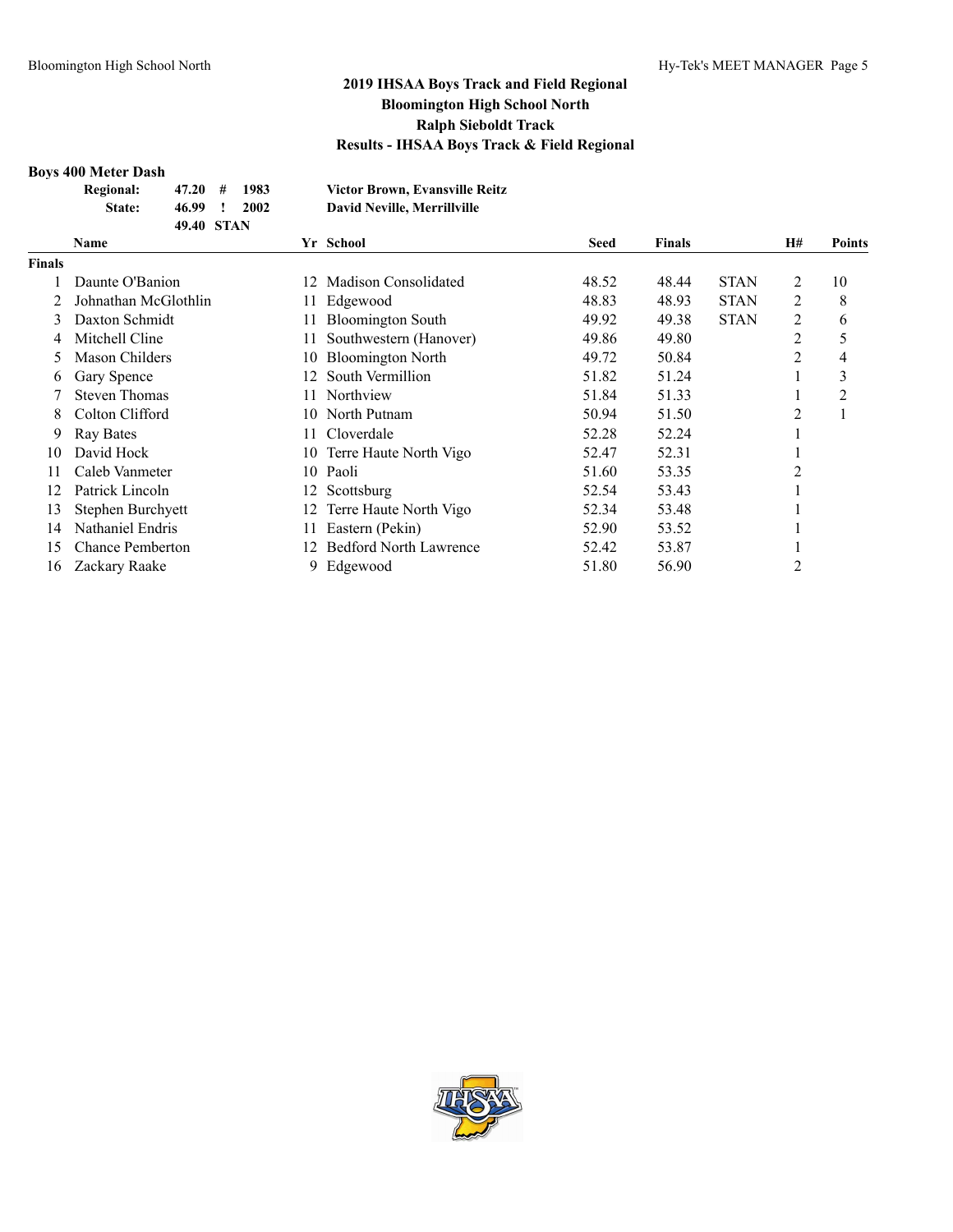## 2019 IHSAA Boys Track and Field Regional
## Bloomington High School North
## Ralph Sieboldt Track
## Results - IHSAA Boys Track & Field Regional

### Boys 400 Meter Dash

| | | | |
|---|---|---|---|
| Regional: | 47.20 # | 1983 | Victor Brown, Evansville Reitz |
| State: | 46.99 ! | 2002 | David Neville, Merrillville |
| | 49.40 STAN | | |

| | Name | Yr | School | Seed | Finals | | H# | Points |
|---|---|---|---|---|---|---|---|---|
| **Finals** | | | | | | | | |
| 1 | Daunte O'Banion | 12 | Madison Consolidated | 48.52 | 48.44 | STAN | 2 | 10 |
| 2 | Johnathan McGlothlin | 11 | Edgewood | 48.83 | 48.93 | STAN | 2 | 8 |
| 3 | Daxton Schmidt | 11 | Bloomington South | 49.92 | 49.38 | STAN | 2 | 6 |
| 4 | Mitchell Cline | 11 | Southwestern (Hanover) | 49.86 | 49.80 | | 2 | 5 |
| 5 | Mason Childers | 10 | Bloomington North | 49.72 | 50.84 | | 2 | 4 |
| 6 | Gary Spence | 12 | South Vermillion | 51.82 | 51.24 | | 1 | 3 |
| 7 | Steven Thomas | 11 | Northview | 51.84 | 51.33 | | 1 | 2 |
| 8 | Colton Clifford | 10 | North Putnam | 50.94 | 51.50 | | 2 | 1 |
| 9 | Ray Bates | 11 | Cloverdale | 52.28 | 52.24 | | 1 | |
| 10 | David Hock | 10 | Terre Haute North Vigo | 52.47 | 52.31 | | 1 | |
| 11 | Caleb Vanmeter | 10 | Paoli | 51.60 | 53.35 | | 2 | |
| 12 | Patrick Lincoln | 12 | Scottsburg | 52.54 | 53.43 | | 1 | |
| 13 | Stephen Burchyett | 12 | Terre Haute North Vigo | 52.34 | 53.48 | | 1 | |
| 14 | Nathaniel Endris | 11 | Eastern (Pekin) | 52.90 | 53.52 | | 1 | |
| 15 | Chance Pemberton | 12 | Bedford North Lawrence | 52.42 | 53.87 | | 1 | |
| 16 | Zackary Raake | 9 | Edgewood | 51.80 | 56.90 | | 2 | |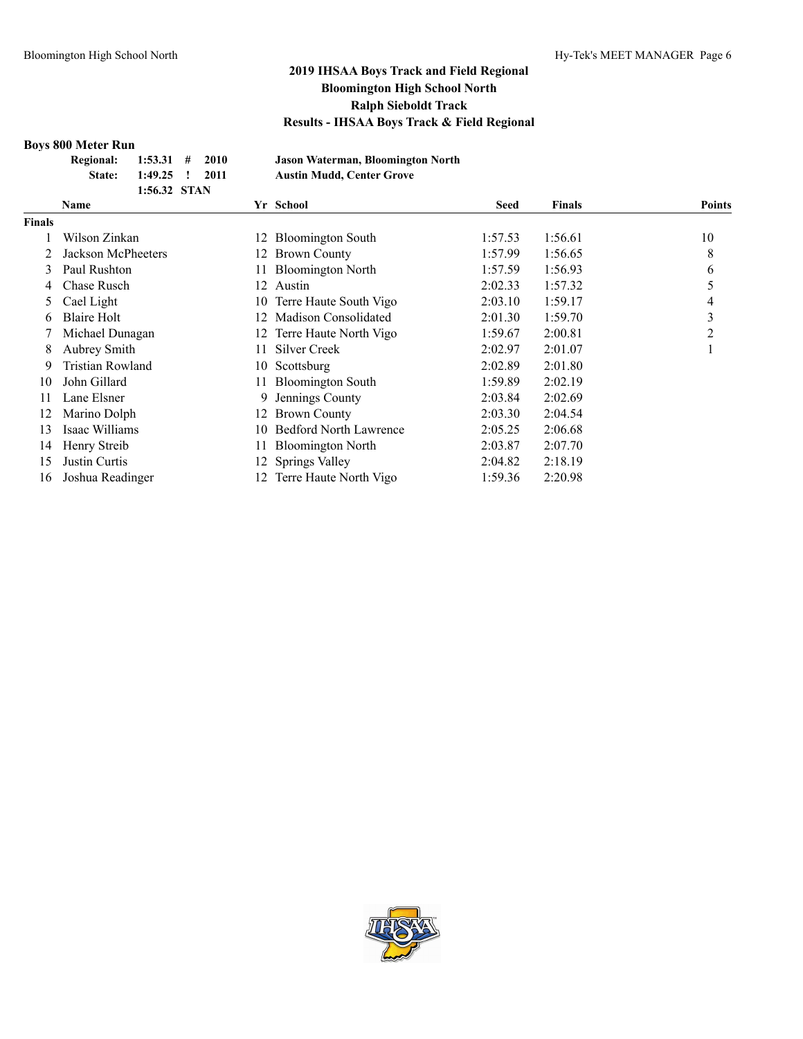## 2019 IHSAA Boys Track and Field Regional
## Bloomington High School North
## Ralph Sieboldt Track
## Results - IHSAA Boys Track & Field Regional

### Boys 800 Meter Run

| | | | | |
|---|---|---|---|---|
| **Regional:** | **1:53.31** | **#** | **2010** | **Jason Waterman, Bloomington North** |
| **State:** | **1:49.25** | **!** | **2011** | **Austin Mudd, Center Grove** |
| | **1:56.32** | **STAN** | | |

| | Name | Yr | School | Seed | Finals | Points |
|---|---|---|---|---|---|---|
| **Finals** | | | | | | |
| 1 | Wilson Zinkan | 12 | Bloomington South | 1:57.53 | 1:56.61 | 10 |
| 2 | Jackson McPheeters | 12 | Brown County | 1:57.99 | 1:56.65 | 8 |
| 3 | Paul Rushton | 11 | Bloomington North | 1:57.59 | 1:56.93 | 6 |
| 4 | Chase Rusch | 12 | Austin | 2:02.33 | 1:57.32 | 5 |
| 5 | Cael Light | 10 | Terre Haute South Vigo | 2:03.10 | 1:59.17 | 4 |
| 6 | Blaire Holt | 12 | Madison Consolidated | 2:01.30 | 1:59.70 | 3 |
| 7 | Michael Dunagan | 12 | Terre Haute North Vigo | 1:59.67 | 2:00.81 | 2 |
| 8 | Aubrey Smith | 11 | Silver Creek | 2:02.97 | 2:01.07 | 1 |
| 9 | Tristian Rowland | 10 | Scottsburg | 2:02.89 | 2:01.80 | |
| 10 | John Gillard | 11 | Bloomington South | 1:59.89 | 2:02.19 | |
| 11 | Lane Elsner | 9 | Jennings County | 2:03.84 | 2:02.69 | |
| 12 | Marino Dolph | 12 | Brown County | 2:03.30 | 2:04.54 | |
| 13 | Isaac Williams | 10 | Bedford North Lawrence | 2:05.25 | 2:06.68 | |
| 14 | Henry Streib | 11 | Bloomington North | 2:03.87 | 2:07.70 | |
| 15 | Justin Curtis | 12 | Springs Valley | 2:04.82 | 2:18.19 | |
| 16 | Joshua Readinger | 12 | Terre Haute North Vigo | 1:59.36 | 2:20.98 | |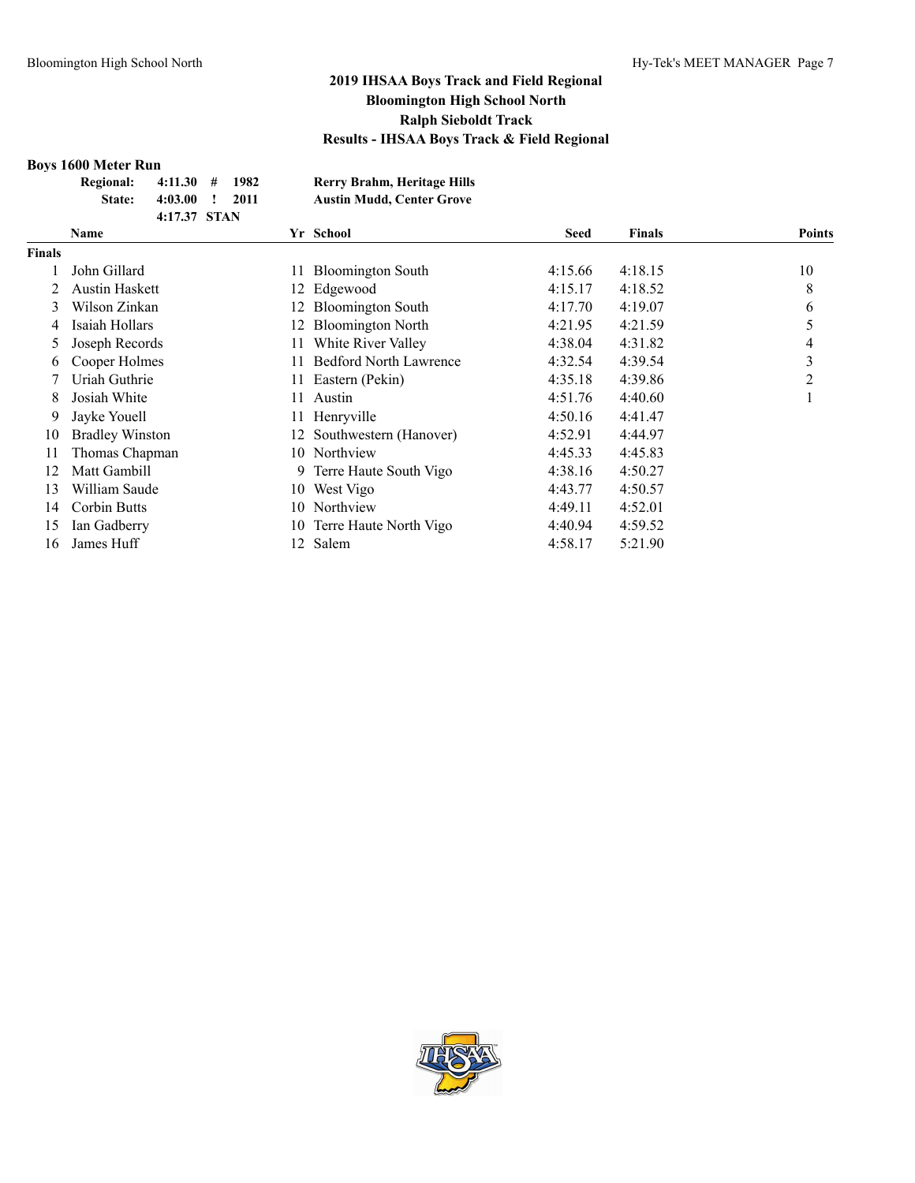# 2019 IHSAA Boys Track and Field Regional

## Bloomington High School North

## Ralph Sieboldt Track

## Results - IHSAA Boys Track & Field Regional

### Boys 1600 Meter Run

| | | | | |
|---|---|---|---|---|
| Regional: | 4:11.30 | # | 1982 | Rerry Brahm, Heritage Hills |
| State: | 4:03.00 | ! | 2011 | Austin Mudd, Center Grove |
| | 4:17.37 | STAN | | |

| | Name | Yr | School | Seed | Finals | Points |
|---|---|---|---|---|---|---|
| **Finals** | | | | | | |
| 1 | John Gillard | 11 | Bloomington South | 4:15.66 | 4:18.15 | 10 |
| 2 | Austin Haskett | 12 | Edgewood | 4:15.17 | 4:18.52 | 8 |
| 3 | Wilson Zinkan | 12 | Bloomington South | 4:17.70 | 4:19.07 | 6 |
| 4 | Isaiah Hollars | 12 | Bloomington North | 4:21.95 | 4:21.59 | 5 |
| 5 | Joseph Records | 11 | White River Valley | 4:38.04 | 4:31.82 | 4 |
| 6 | Cooper Holmes | 11 | Bedford North Lawrence | 4:32.54 | 4:39.54 | 3 |
| 7 | Uriah Guthrie | 11 | Eastern (Pekin) | 4:35.18 | 4:39.86 | 2 |
| 8 | Josiah White | 11 | Austin | 4:51.76 | 4:40.60 | 1 |
| 9 | Jayke Youell | 11 | Henryville | 4:50.16 | 4:41.47 | |
| 10 | Bradley Winston | 12 | Southwestern (Hanover) | 4:52.91 | 4:44.97 | |
| 11 | Thomas Chapman | 10 | Northview | 4:45.33 | 4:45.83 | |
| 12 | Matt Gambill | 9 | Terre Haute South Vigo | 4:38.16 | 4:50.27 | |
| 13 | William Saude | 10 | West Vigo | 4:43.77 | 4:50.57 | |
| 14 | Corbin Butts | 10 | Northview | 4:49.11 | 4:52.01 | |
| 15 | Ian Gadberry | 10 | Terre Haute North Vigo | 4:40.94 | 4:59.52 | |
| 16 | James Huff | 12 | Salem | 4:58.17 | 5:21.90 | |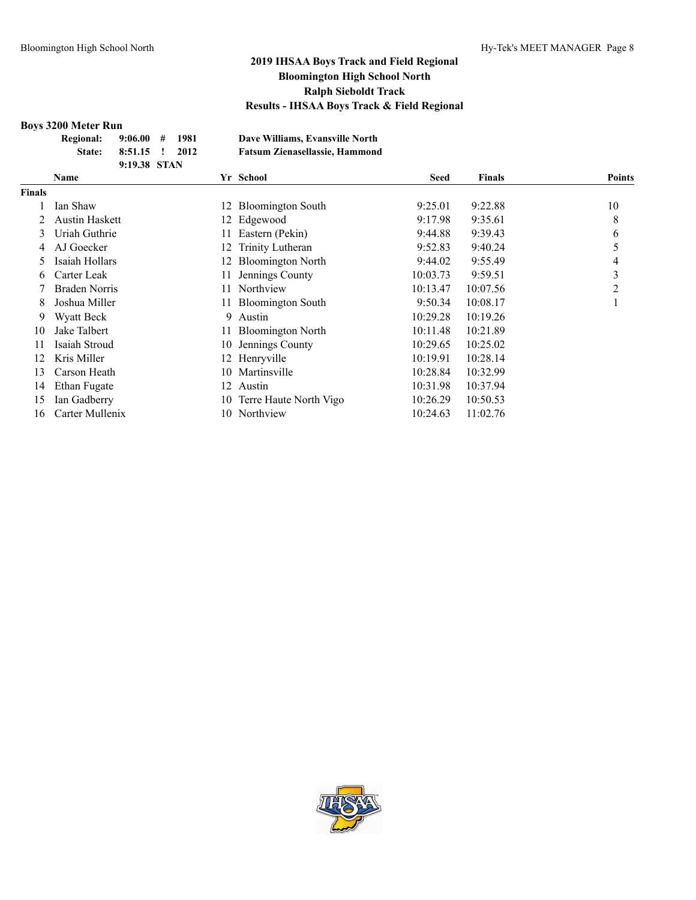# 2019 IHSAA Boys Track and Field Regional
## Bloomington High School North
## Ralph Sieboldt Track
## Results - IHSAA Boys Track & Field Regional

### Boys 3200 Meter Run

| | | | | |
|---|---|---|---|---|
| Regional: | 9:06.00 | # | 1981 | Dave Williams, Evansville North |
| State: | 8:51.15 | ! | 2012 | Fatsum Zienasellassie, Hammond |
| | 9:19.38 | STAN | | |

| | Name | Yr | School | Seed | Finals | Points |
|---|---|---|---|---|---|---|
| **Finals** | | | | | | |
| 1 | Ian Shaw | 12 | Bloomington South | 9:25.01 | 9:22.88 | 10 |
| 2 | Austin Haskett | 12 | Edgewood | 9:17.98 | 9:35.61 | 8 |
| 3 | Uriah Guthrie | 11 | Eastern (Pekin) | 9:44.88 | 9:39.43 | 6 |
| 4 | AJ Goecker | 12 | Trinity Lutheran | 9:52.83 | 9:40.24 | 5 |
| 5 | Isaiah Hollars | 12 | Bloomington North | 9:44.02 | 9:55.49 | 4 |
| 6 | Carter Leak | 11 | Jennings County | 10:03.73 | 9:59.51 | 3 |
| 7 | Braden Norris | 11 | Northview | 10:13.47 | 10:07.56 | 2 |
| 8 | Joshua Miller | 11 | Bloomington South | 9:50.34 | 10:08.17 | 1 |
| 9 | Wyatt Beck | 9 | Austin | 10:29.28 | 10:19.26 | |
| 10 | Jake Talbert | 11 | Bloomington North | 10:11.48 | 10:21.89 | |
| 11 | Isaiah Stroud | 10 | Jennings County | 10:29.65 | 10:25.02 | |
| 12 | Kris Miller | 12 | Henryville | 10:19.91 | 10:28.14 | |
| 13 | Carson Heath | 10 | Martinsville | 10:28.84 | 10:32.99 | |
| 14 | Ethan Fugate | 12 | Austin | 10:31.98 | 10:37.94 | |
| 15 | Ian Gadberry | 10 | Terre Haute North Vigo | 10:26.29 | 10:50.53 | |
| 16 | Carter Mullenix | 10 | Northview | 10:24.63 | 11:02.76 | |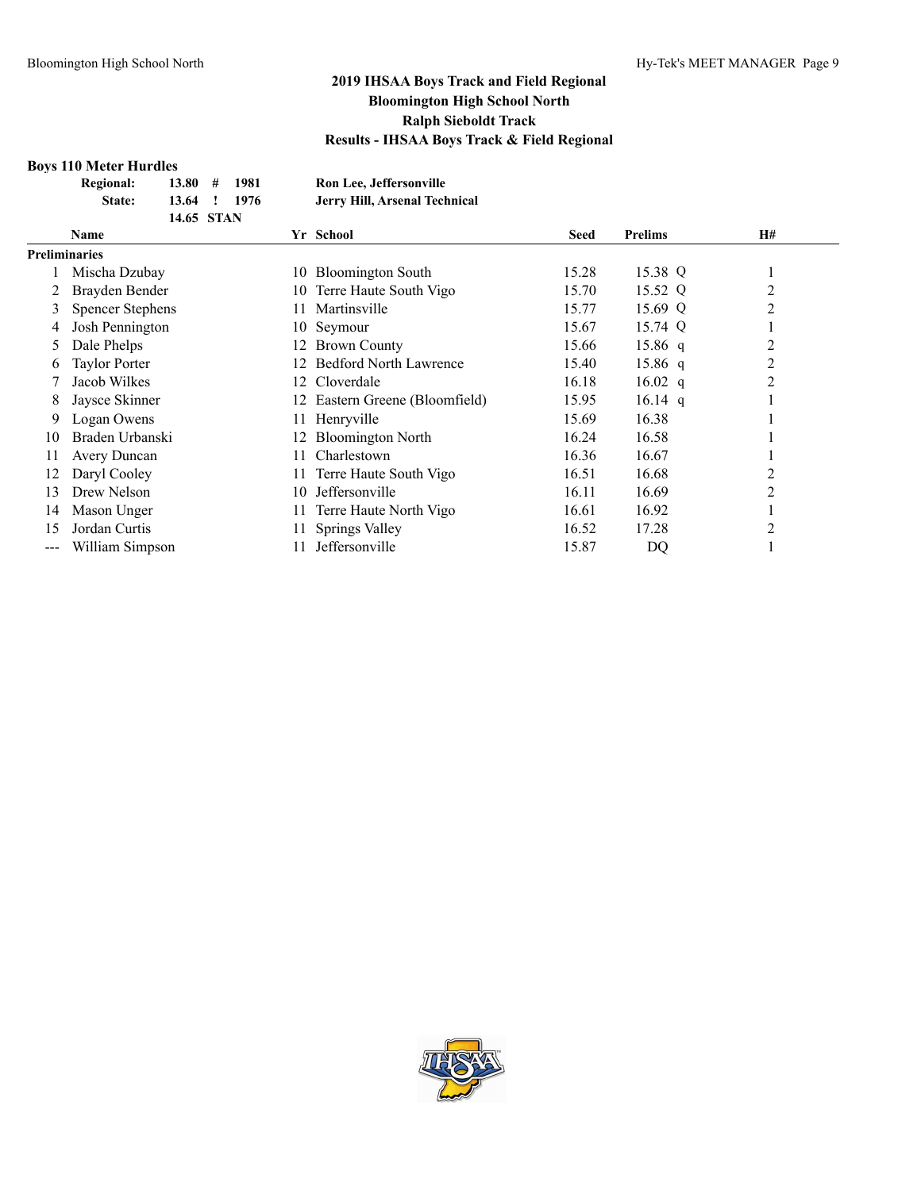## 2019 IHSAA Boys Track and Field Regional
## Bloomington High School North
## Ralph Sieboldt Track
## Results - IHSAA Boys Track & Field Regional

### Boys 110 Meter Hurdles

| | | | | |
|---|---|---|---|---|
| **Regional:** | **13.80** | **#** | **1981** | **Ron Lee, Jeffersonville** |
| **State:** | **13.64** | **!** | **1976** | **Jerry Hill, Arsenal Technical** |
| | **14.65** | **STAN** | | |

| | Name | Yr | School | Seed | Prelims | | H# |
|---|---|---|---|---|---|---|---|
| **Preliminaries** | | | | | | | |
| 1 | Mischa Dzubay | 10 | Bloomington South | 15.28 | 15.38 | Q | 1 |
| 2 | Brayden Bender | 10 | Terre Haute South Vigo | 15.70 | 15.52 | Q | 2 |
| 3 | Spencer Stephens | 11 | Martinsville | 15.77 | 15.69 | Q | 2 |
| 4 | Josh Pennington | 10 | Seymour | 15.67 | 15.74 | Q | 1 |
| 5 | Dale Phelps | 12 | Brown County | 15.66 | 15.86 | q | 2 |
| 6 | Taylor Porter | 12 | Bedford North Lawrence | 15.40 | 15.86 | q | 2 |
| 7 | Jacob Wilkes | 12 | Cloverdale | 16.18 | 16.02 | q | 2 |
| 8 | Jaysce Skinner | 12 | Eastern Greene (Bloomfield) | 15.95 | 16.14 | q | 1 |
| 9 | Logan Owens | 11 | Henryville | 15.69 | 16.38 | | 1 |
| 10 | Braden Urbanski | 12 | Bloomington North | 16.24 | 16.58 | | 1 |
| 11 | Avery Duncan | 11 | Charlestown | 16.36 | 16.67 | | 1 |
| 12 | Daryl Cooley | 11 | Terre Haute South Vigo | 16.51 | 16.68 | | 2 |
| 13 | Drew Nelson | 10 | Jeffersonville | 16.11 | 16.69 | | 2 |
| 14 | Mason Unger | 11 | Terre Haute North Vigo | 16.61 | 16.92 | | 1 |
| 15 | Jordan Curtis | 11 | Springs Valley | 16.52 | 17.28 | | 2 |
| --- | William Simpson | 11 | Jeffersonville | 15.87 | DQ | | 1 |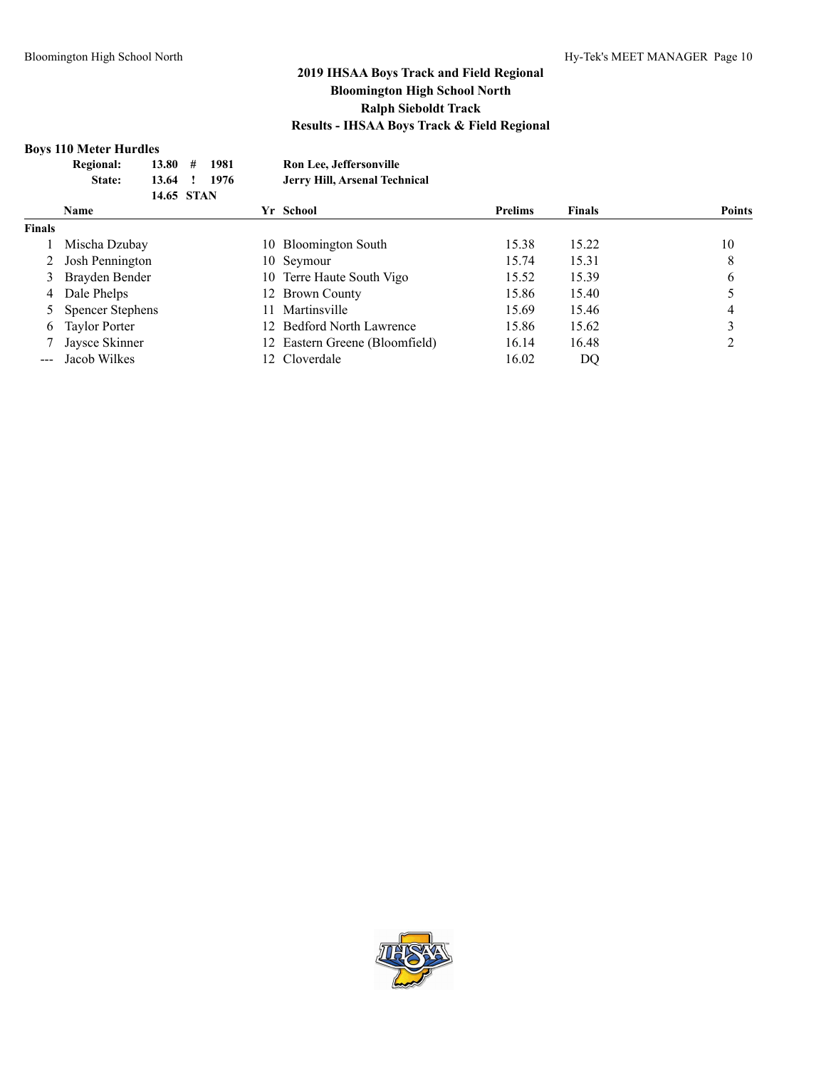## 2019 IHSAA Boys Track and Field Regional
## Bloomington High School North
## Ralph Sieboldt Track
## Results - IHSAA Boys Track & Field Regional

### Boys 110 Meter Hurdles

| | | | | |
|---|---|---|---|---|
| Regional: | 13.80 | # | 1981 | Ron Lee, Jeffersonville |
| State: | 13.64 | ! | 1976 | Jerry Hill, Arsenal Technical |
| | 14.65 | STAN | | |

| | Name | Yr | School | Prelims | Finals | Points |
|---|---|---|---|---|---|---|
| **Finals** | | | | | | |
| 1 | Mischa Dzubay | 10 | Bloomington South | 15.38 | 15.22 | 10 |
| 2 | Josh Pennington | 10 | Seymour | 15.74 | 15.31 | 8 |
| 3 | Brayden Bender | 10 | Terre Haute South Vigo | 15.52 | 15.39 | 6 |
| 4 | Dale Phelps | 12 | Brown County | 15.86 | 15.40 | 5 |
| 5 | Spencer Stephens | 11 | Martinsville | 15.69 | 15.46 | 4 |
| 6 | Taylor Porter | 12 | Bedford North Lawrence | 15.86 | 15.62 | 3 |
| 7 | Jaysce Skinner | 12 | Eastern Greene (Bloomfield) | 16.14 | 16.48 | 2 |
| --- | Jacob Wilkes | 12 | Cloverdale | 16.02 | DQ | |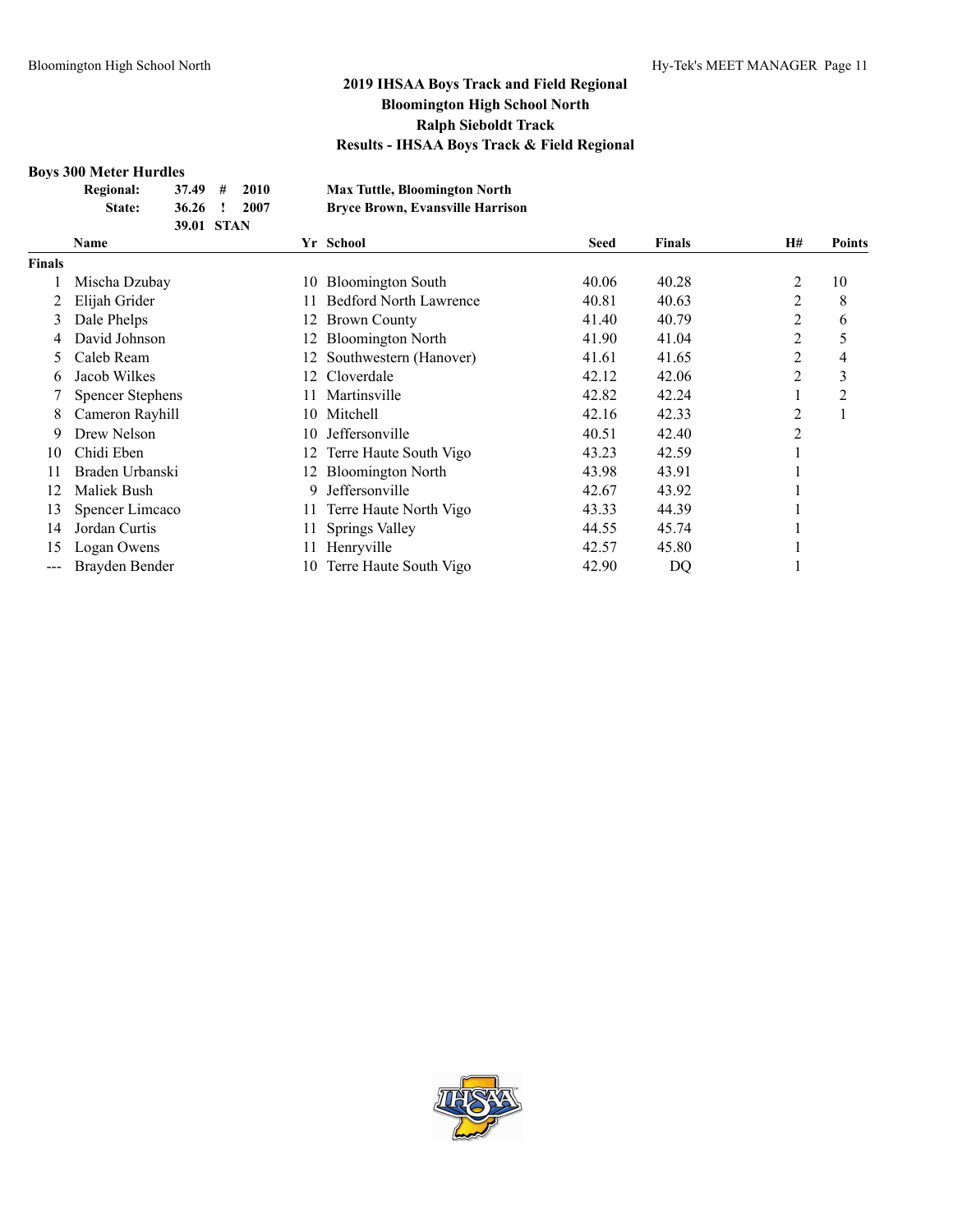# 2019 IHSAA Boys Track and Field Regional
## Bloomington High School North
## Ralph Sieboldt Track
## Results - IHSAA Boys Track & Field Regional

### Boys 300 Meter Hurdles

| | | | | |
|---|---|---|---|---|
| Regional: | 37.49 | # | 2010 | Max Tuttle, Bloomington North |
| State: | 36.26 | ! | 2007 | Bryce Brown, Evansville Harrison |
| | 39.01 | STAN | | |

| | Name | Yr | School | Seed | Finals | H# | Points |
|---|---|---|---|---|---|---|---|
| **Finals** | | | | | | | |
| 1 | Mischa Dzubay | 10 | Bloomington South | 40.06 | 40.28 | 2 | 10 |
| 2 | Elijah Grider | 11 | Bedford North Lawrence | 40.81 | 40.63 | 2 | 8 |
| 3 | Dale Phelps | 12 | Brown County | 41.40 | 40.79 | 2 | 6 |
| 4 | David Johnson | 12 | Bloomington North | 41.90 | 41.04 | 2 | 5 |
| 5 | Caleb Ream | 12 | Southwestern (Hanover) | 41.61 | 41.65 | 2 | 4 |
| 6 | Jacob Wilkes | 12 | Cloverdale | 42.12 | 42.06 | 2 | 3 |
| 7 | Spencer Stephens | 11 | Martinsville | 42.82 | 42.24 | 1 | 2 |
| 8 | Cameron Rayhill | 10 | Mitchell | 42.16 | 42.33 | 2 | 1 |
| 9 | Drew Nelson | 10 | Jeffersonville | 40.51 | 42.40 | 2 | |
| 10 | Chidi Eben | 12 | Terre Haute South Vigo | 43.23 | 42.59 | 1 | |
| 11 | Braden Urbanski | 12 | Bloomington North | 43.98 | 43.91 | 1 | |
| 12 | Maliek Bush | 9 | Jeffersonville | 42.67 | 43.92 | 1 | |
| 13 | Spencer Limcaco | 11 | Terre Haute North Vigo | 43.33 | 44.39 | 1 | |
| 14 | Jordan Curtis | 11 | Springs Valley | 44.55 | 45.74 | 1 | |
| 15 | Logan Owens | 11 | Henryville | 42.57 | 45.80 | 1 | |
| --- | Brayden Bender | 10 | Terre Haute South Vigo | 42.90 | DQ | 1 | |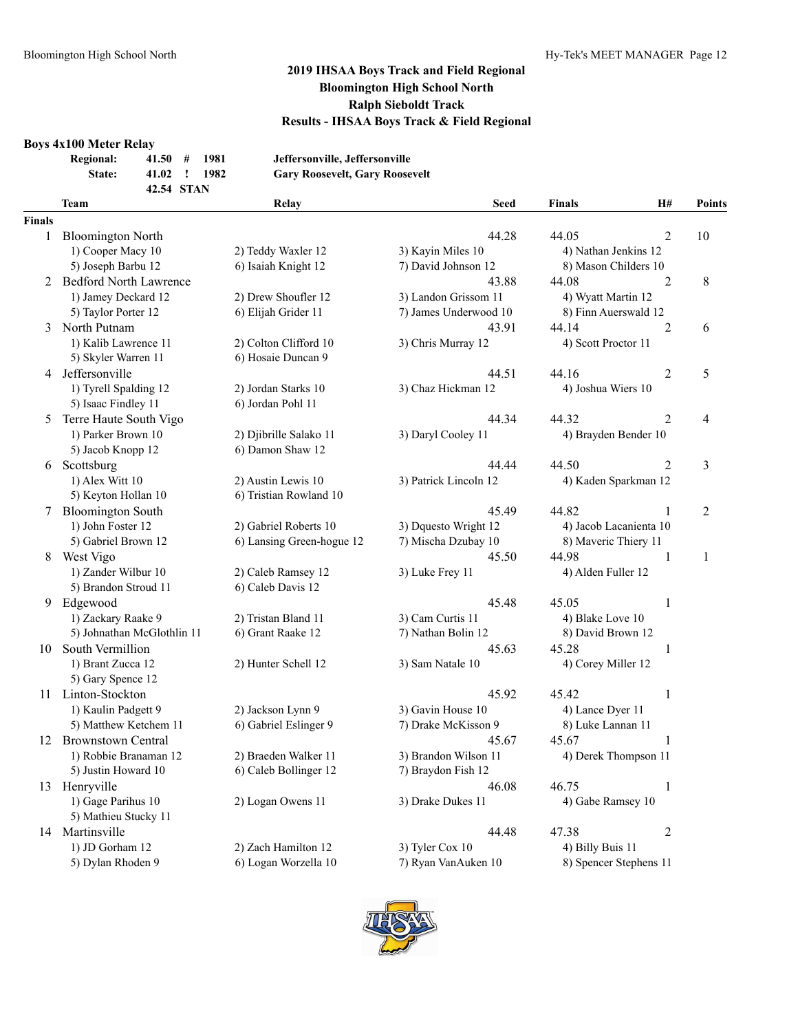## 2019 IHSAA Boys Track and Field Regional
## Bloomington High School North
## Ralph Sieboldt Track
## Results - IHSAA Boys Track & Field Regional

### Boys 4x100 Meter Relay

| | | | | |
|---|---|---|---|---|
| Regional: | 41.50 | # | 1981 | Jeffersonville, Jeffersonville |
| State: | 41.02 | ! | 1982 | Gary Roosevelt, Gary Roosevelt |
| | 42.54 | STAN | | |

| | Team | Relay | Seed | Finals | H# | Points |
|---|---|---|---|---|---|---|
| **Finals** | | | | | | |
| 1 | Bloomington North | | 44.28 | 44.05 | 2 | 10 |
| | 1) Cooper Macy 10 | 2) Teddy Waxler 12 | 3) Kayin Miles 10 | 4) Nathan Jenkins 12 | | |
| | 5) Joseph Barbu 12 | 6) Isaiah Knight 12 | 7) David Johnson 12 | 8) Mason Childers 10 | | |
| 2 | Bedford North Lawrence | | 43.88 | 44.08 | 2 | 8 |
| | 1) Jamey Deckard 12 | 2) Drew Shoufler 12 | 3) Landon Grissom 11 | 4) Wyatt Martin 12 | | |
| | 5) Taylor Porter 12 | 6) Elijah Grider 11 | 7) James Underwood 10 | 8) Finn Auerswald 12 | | |
| 3 | North Putnam | | 43.91 | 44.14 | 2 | 6 |
| | 1) Kalib Lawrence 11 | 2) Colton Clifford 10 | 3) Chris Murray 12 | 4) Scott Proctor 11 | | |
| | 5) Skyler Warren 11 | 6) Hosaie Duncan 9 | | | | |
| 4 | Jeffersonville | | 44.51 | 44.16 | 2 | 5 |
| | 1) Tyrell Spalding 12 | 2) Jordan Starks 10 | 3) Chaz Hickman 12 | 4) Joshua Wiers 10 | | |
| | 5) Isaac Findley 11 | 6) Jordan Pohl 11 | | | | |
| 5 | Terre Haute South Vigo | | 44.34 | 44.32 | 2 | 4 |
| | 1) Parker Brown 10 | 2) Djibrille Salako 11 | 3) Daryl Cooley 11 | 4) Brayden Bender 10 | | |
| | 5) Jacob Knopp 12 | 6) Damon Shaw 12 | | | | |
| 6 | Scottsburg | | 44.44 | 44.50 | 2 | 3 |
| | 1) Alex Witt 10 | 2) Austin Lewis 10 | 3) Patrick Lincoln 12 | 4) Kaden Sparkman 12 | | |
| | 5) Keyton Hollan 10 | 6) Tristian Rowland 10 | | | | |
| 7 | Bloomington South | | 45.49 | 44.82 | 1 | 2 |
| | 1) John Foster 12 | 2) Gabriel Roberts 10 | 3) Dquesto Wright 12 | 4) Jacob Lacanienta 10 | | |
| | 5) Gabriel Brown 12 | 6) Lansing Green-hogue 12 | 7) Mischa Dzubay 10 | 8) Maveric Thiery 11 | | |
| 8 | West Vigo | | 45.50 | 44.98 | 1 | 1 |
| | 1) Zander Wilbur 10 | 2) Caleb Ramsey 12 | 3) Luke Frey 11 | 4) Alden Fuller 12 | | |
| | 5) Brandon Stroud 11 | 6) Caleb Davis 12 | | | | |
| 9 | Edgewood | | 45.48 | 45.05 | 1 | |
| | 1) Zackary Raake 9 | 2) Tristan Bland 11 | 3) Cam Curtis 11 | 4) Blake Love 10 | | |
| | 5) Johnathan McGlothlin 11 | 6) Grant Raake 12 | 7) Nathan Bolin 12 | 8) David Brown 12 | | |
| 10 | South Vermillion | | 45.63 | 45.28 | 1 | |
| | 1) Brant Zucca 12 | 2) Hunter Schell 12 | 3) Sam Natale 10 | 4) Corey Miller 12 | | |
| | 5) Gary Spence 12 | | | | | |
| 11 | Linton-Stockton | | 45.92 | 45.42 | 1 | |
| | 1) Kaulin Padgett 9 | 2) Jackson Lynn 9 | 3) Gavin House 10 | 4) Lance Dyer 11 | | |
| | 5) Matthew Ketchem 11 | 6) Gabriel Eslinger 9 | 7) Drake McKisson 9 | 8) Luke Lannan 11 | | |
| 12 | Brownstown Central | | 45.67 | 45.67 | 1 | |
| | 1) Robbie Branaman 12 | 2) Braeden Walker 11 | 3) Brandon Wilson 11 | 4) Derek Thompson 11 | | |
| | 5) Justin Howard 10 | 6) Caleb Bollinger 12 | 7) Braydon Fish 12 | | | |
| 13 | Henryville | | 46.08 | 46.75 | 1 | |
| | 1) Gage Parihus 10 | 2) Logan Owens 11 | 3) Drake Dukes 11 | 4) Gabe Ramsey 10 | | |
| | 5) Mathieu Stucky 11 | | | | | |
| 14 | Martinsville | | 44.48 | 47.38 | 2 | |
| | 1) JD Gorham 12 | 2) Zach Hamilton 12 | 3) Tyler Cox 10 | 4) Billy Buis 11 | | |
| | 5) Dylan Rhoden 9 | 6) Logan Worzella 10 | 7) Ryan VanAuken 10 | 8) Spencer Stephens 11 | | |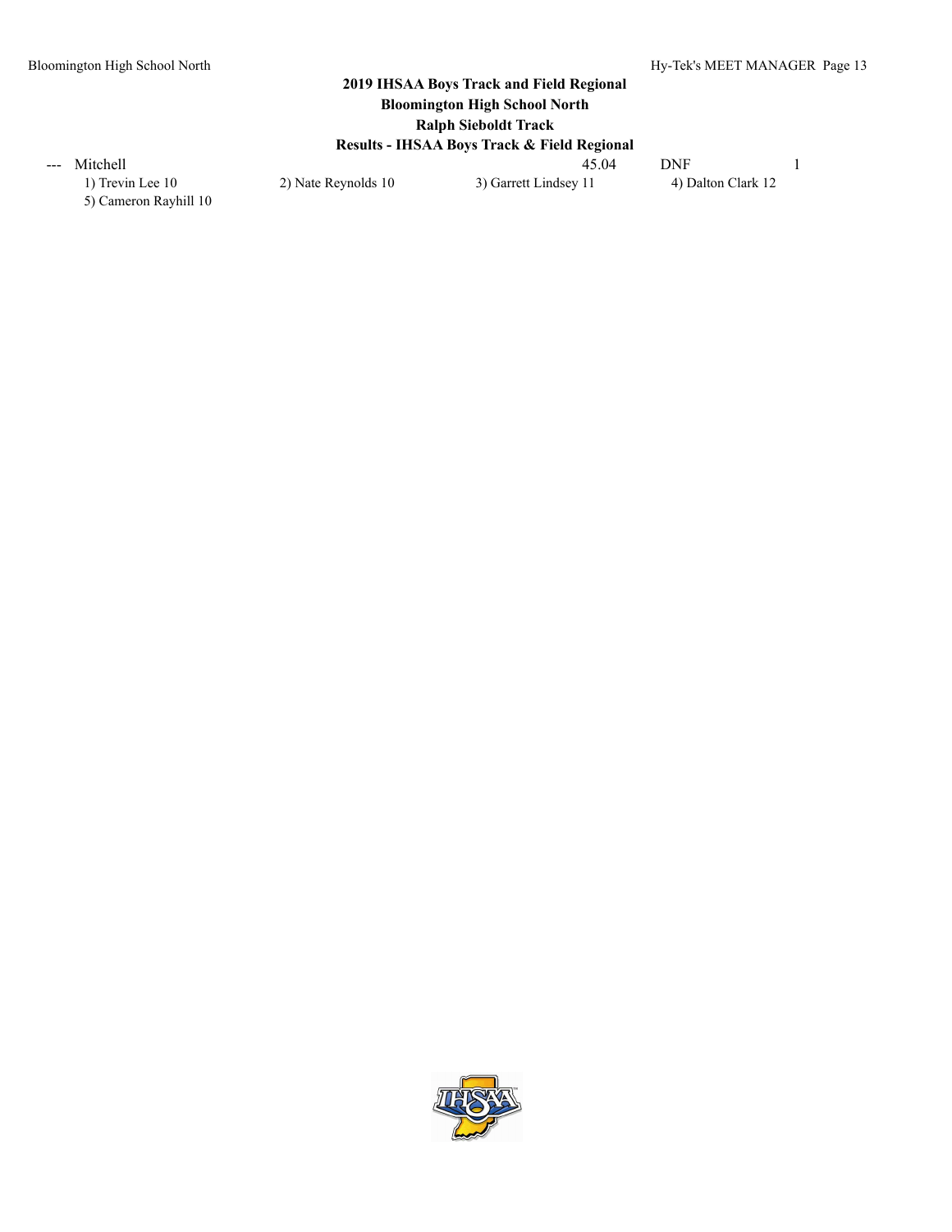## 2019 IHSAA Boys Track and Field Regional
## Bloomington High School North
## Ralph Sieboldt Track
## Results - IHSAA Boys Track & Field Regional

--- Mitchell 45.04 DNF 1

1) Trevin Lee 10    2) Nate Reynolds 10    3) Garrett Lindsey 11    4) Dalton Clark 12
5) Cameron Rayhill 10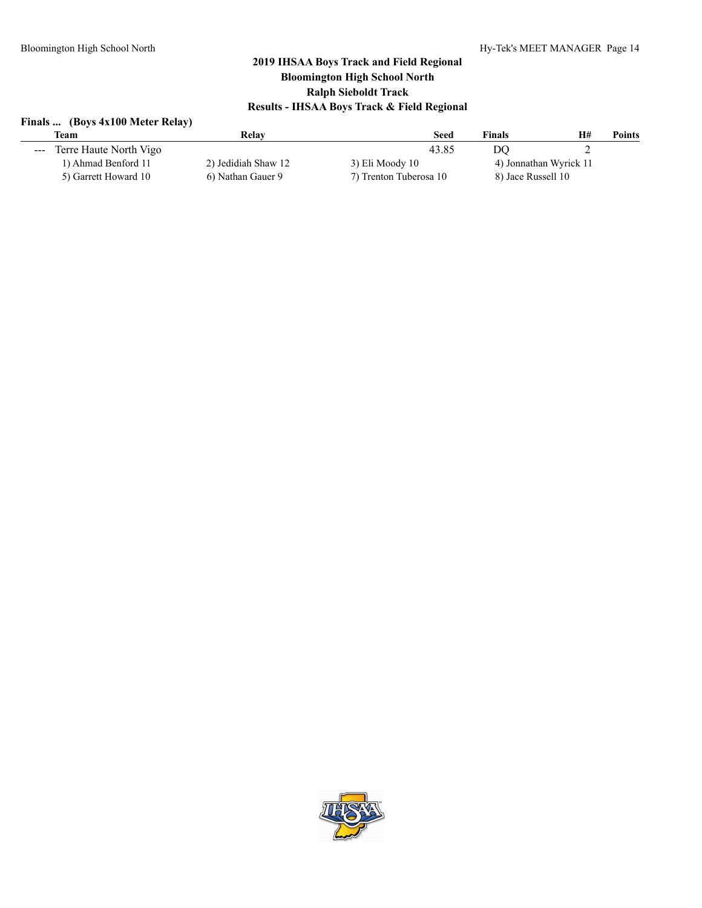## 2019 IHSAA Boys Track and Field Regional
## Bloomington High School North
## Ralph Sieboldt Track
## Results - IHSAA Boys Track & Field Regional

### Finals ... (Boys 4x100 Meter Relay)

| | Team | Relay | Seed | Finals | H# | Points |
|---|---|---|---|---|---|---|
| --- | Terre Haute North Vigo | | 43.85 | DQ | 2 | |
| | 1) Ahmad Benford 11 | 2) Jedidiah Shaw 12 | 3) Eli Moody 10 | 4) Jonnathan Wyrick 11 | | |
| | 5) Garrett Howard 10 | 6) Nathan Gauer 9 | 7) Trenton Tuberosa 10 | 8) Jace Russell 10 | | |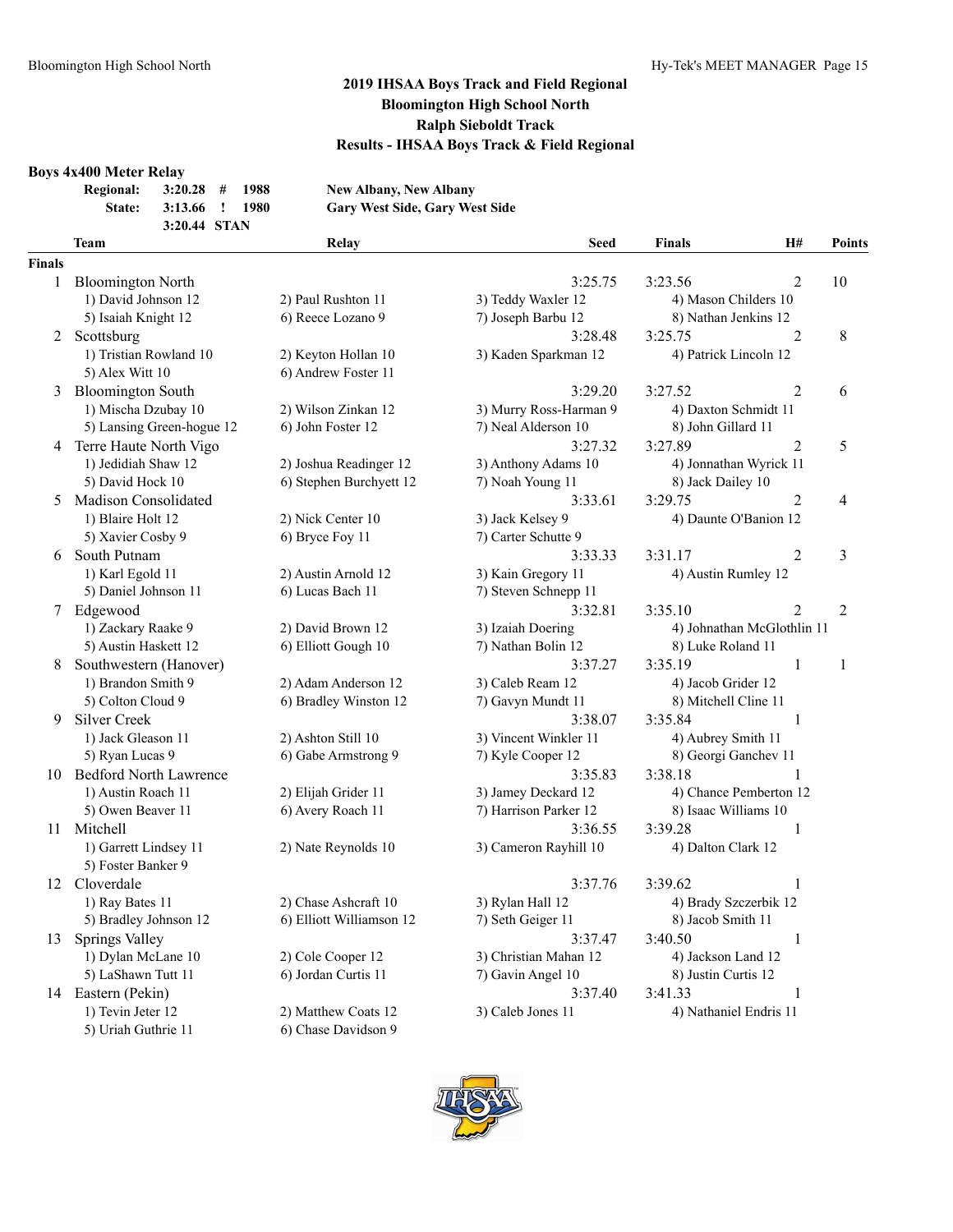# 2019 IHSAA Boys Track and Field Regional
## Bloomington High School North
## Ralph Sieboldt Track
## Results - IHSAA Boys Track & Field Regional

### Boys 4x400 Meter Relay

| | | | | |
|---|---|---|---|---|
| Regional: | 3:20.28 | # | 1988 | New Albany, New Albany |
| State: | 3:13.66 | ! | 1980 | Gary West Side, Gary West Side |
| | 3:20.44 | STAN | | |

**Finals**

| Place | Team | Relay | Seed | Finals | H# | Points |
|---|---|---|---|---|---|---|
| 1 | Bloomington North | | 3:25.75 | 3:23.56 | 2 | 10 |
| | 1) David Johnson 12 | 2) Paul Rushton 11 | 3) Teddy Waxler 12 | 4) Mason Childers 10 | | |
| | 5) Isaiah Knight 12 | 6) Reece Lozano 9 | 7) Joseph Barbu 12 | 8) Nathan Jenkins 12 | | |
| 2 | Scottsburg | | 3:28.48 | 3:25.75 | 2 | 8 |
| | 1) Tristian Rowland 10 | 2) Keyton Hollan 10 | 3) Kaden Sparkman 12 | 4) Patrick Lincoln 12 | | |
| | 5) Alex Witt 10 | 6) Andrew Foster 11 | | | | |
| 3 | Bloomington South | | 3:29.20 | 3:27.52 | 2 | 6 |
| | 1) Mischa Dzubay 10 | 2) Wilson Zinkan 12 | 3) Murry Ross-Harman 9 | 4) Daxton Schmidt 11 | | |
| | 5) Lansing Green-hogue 12 | 6) John Foster 12 | 7) Neal Alderson 10 | 8) John Gillard 11 | | |
| 4 | Terre Haute North Vigo | | 3:27.32 | 3:27.89 | 2 | 5 |
| | 1) Jedidiah Shaw 12 | 2) Joshua Readinger 12 | 3) Anthony Adams 10 | 4) Jonnathan Wyrick 11 | | |
| | 5) David Hock 10 | 6) Stephen Burchyett 12 | 7) Noah Young 11 | 8) Jack Dailey 10 | | |
| 5 | Madison Consolidated | | 3:33.61 | 3:29.75 | 2 | 4 |
| | 1) Blaire Holt 12 | 2) Nick Center 10 | 3) Jack Kelsey 9 | 4) Daunte O'Banion 12 | | |
| | 5) Xavier Cosby 9 | 6) Bryce Foy 11 | 7) Carter Schutte 9 | | | |
| 6 | South Putnam | | 3:33.33 | 3:31.17 | 2 | 3 |
| | 1) Karl Egold 11 | 2) Austin Arnold 12 | 3) Kain Gregory 11 | 4) Austin Rumley 12 | | |
| | 5) Daniel Johnson 11 | 6) Lucas Bach 11 | 7) Steven Schnepp 11 | | | |
| 7 | Edgewood | | 3:32.81 | 3:35.10 | 2 | 2 |
| | 1) Zackary Raake 9 | 2) David Brown 12 | 3) Izaiah Doering | 4) Johnathan McGlothlin 11 | | |
| | 5) Austin Haskett 12 | 6) Elliott Gough 10 | 7) Nathan Bolin 12 | 8) Luke Roland 11 | | |
| 8 | Southwestern (Hanover) | | 3:37.27 | 3:35.19 | 1 | 1 |
| | 1) Brandon Smith 9 | 2) Adam Anderson 12 | 3) Caleb Ream 12 | 4) Jacob Grider 12 | | |
| | 5) Colton Cloud 9 | 6) Bradley Winston 12 | 7) Gavyn Mundt 11 | 8) Mitchell Cline 11 | | |
| 9 | Silver Creek | | 3:38.07 | 3:35.84 | 1 | |
| | 1) Jack Gleason 11 | 2) Ashton Still 10 | 3) Vincent Winkler 11 | 4) Aubrey Smith 11 | | |
| | 5) Ryan Lucas 9 | 6) Gabe Armstrong 9 | 7) Kyle Cooper 12 | 8) Georgi Ganchev 11 | | |
| 10 | Bedford North Lawrence | | 3:35.83 | 3:38.18 | 1 | |
| | 1) Austin Roach 11 | 2) Elijah Grider 11 | 3) Jamey Deckard 12 | 4) Chance Pemberton 12 | | |
| | 5) Owen Beaver 11 | 6) Avery Roach 11 | 7) Harrison Parker 12 | 8) Isaac Williams 10 | | |
| 11 | Mitchell | | 3:36.55 | 3:39.28 | 1 | |
| | 1) Garrett Lindsey 11 | 2) Nate Reynolds 10 | 3) Cameron Rayhill 10 | 4) Dalton Clark 12 | | |
| | 5) Foster Banker 9 | | | | | |
| 12 | Cloverdale | | 3:37.76 | 3:39.62 | 1 | |
| | 1) Ray Bates 11 | 2) Chase Ashcraft 10 | 3) Rylan Hall 12 | 4) Brady Szczerbik 12 | | |
| | 5) Bradley Johnson 12 | 6) Elliott Williamson 12 | 7) Seth Geiger 11 | 8) Jacob Smith 11 | | |
| 13 | Springs Valley | | 3:37.47 | 3:40.50 | 1 | |
| | 1) Dylan McLane 10 | 2) Cole Cooper 12 | 3) Christian Mahan 12 | 4) Jackson Land 12 | | |
| | 5) LaShawn Tutt 11 | 6) Jordan Curtis 11 | 7) Gavin Angel 10 | 8) Justin Curtis 12 | | |
| 14 | Eastern (Pekin) | | 3:37.40 | 3:41.33 | 1 | |
| | 1) Tevin Jeter 12 | 2) Matthew Coats 12 | 3) Caleb Jones 11 | 4) Nathaniel Endris 11 | | |
| | 5) Uriah Guthrie 11 | 6) Chase Davidson 9 | | | | |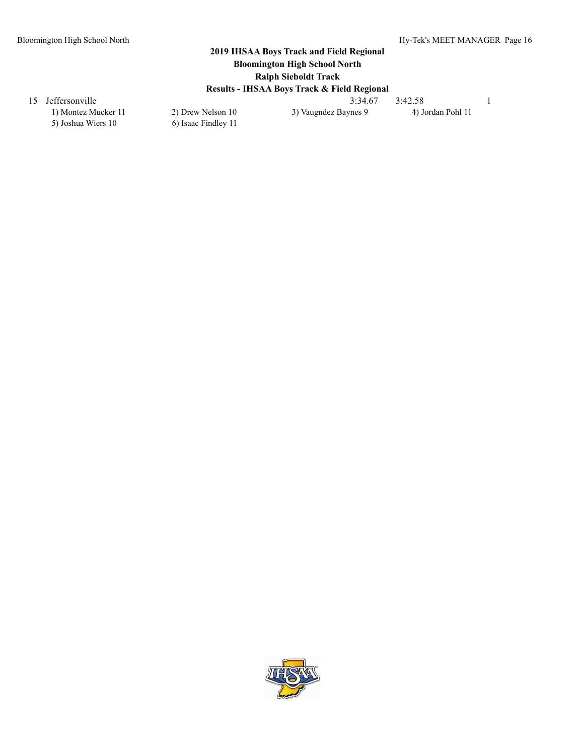## 2019 IHSAA Boys Track and Field Regional
## Bloomington High School North
## Ralph Sieboldt Track
## Results - IHSAA Boys Track & Field Regional

| | | | | |
|---|---|---|---|---|
| 15 | Jeffersonville | 3:34.67 | 3:42.58 | 1 |

1) Montez Mucker 11 2) Drew Nelson 10 3) Vaugndez Baynes 9 4) Jordan Pohl 11
5) Joshua Wiers 10 6) Isaac Findley 11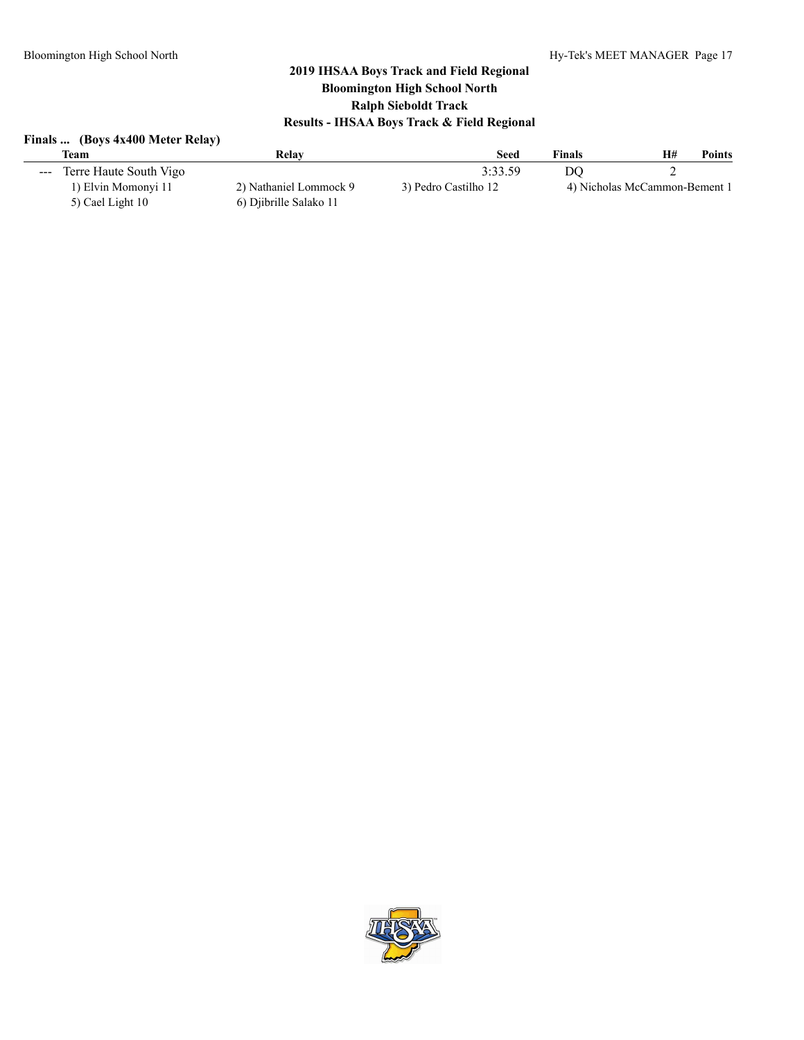## 2019 IHSAA Boys Track and Field Regional
## Bloomington High School North
## Ralph Sieboldt Track
## Results - IHSAA Boys Track & Field Regional

### Finals ... (Boys 4x400 Meter Relay)

| | Team | Relay | Seed | Finals | H# | Points |
|---|---|---|---|---|---|---|
| --- | Terre Haute South Vigo | | 3:33.59 | DQ | 2 | |

1) Elvin Momonyi 11, 2) Nathaniel Lommock 9, 3) Pedro Castilho 12, 4) Nicholas McCammon-Bement 1
5) Cael Light 10, 6) Djibrille Salako 11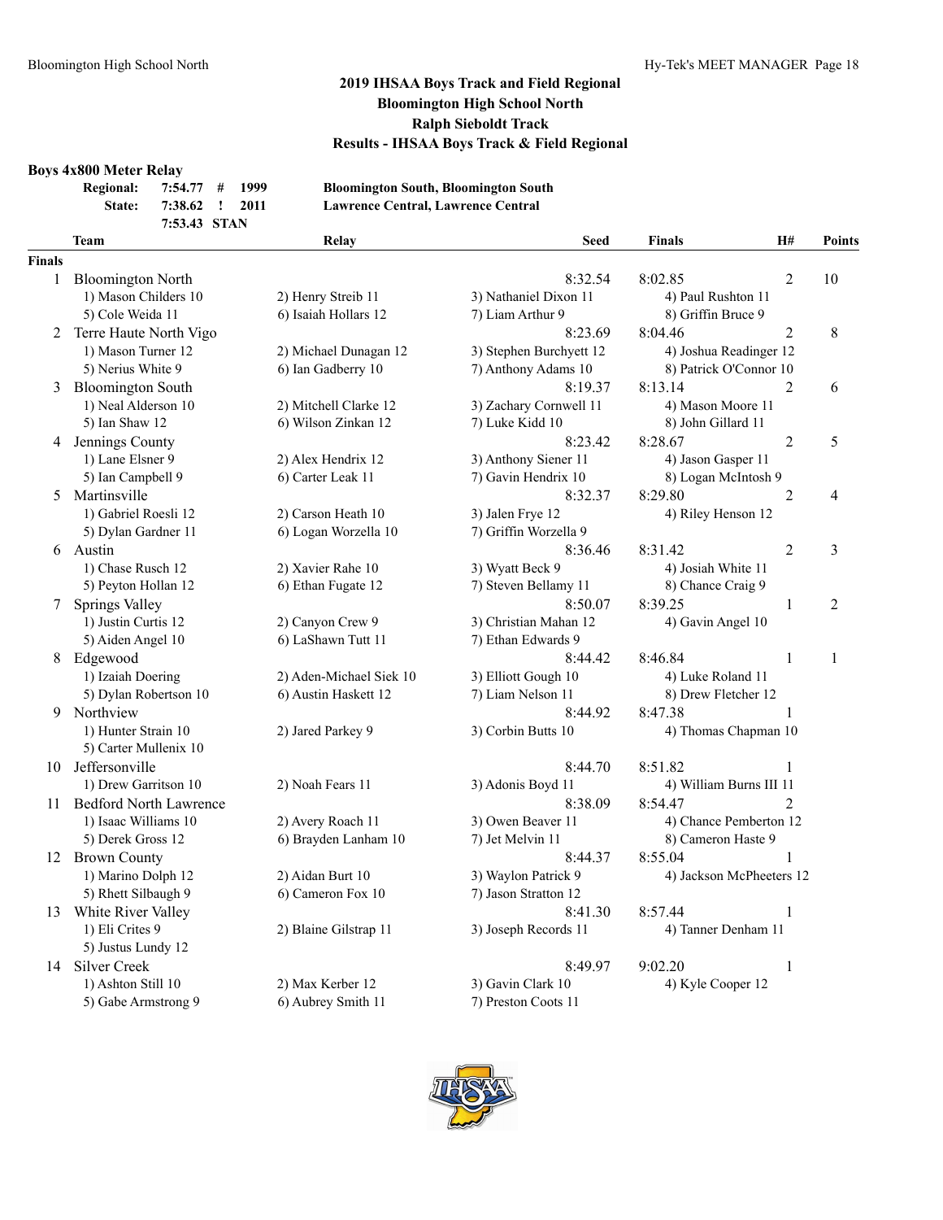# 2019 IHSAA Boys Track and Field Regional
## Bloomington High School North
## Ralph Sieboldt Track
## Results - IHSAA Boys Track & Field Regional

### Boys 4x800 Meter Relay

| | | | | |
|---|---|---|---|---|
| Regional: | 7:54.77 | # | 1999 | Bloomington South, Bloomington South |
| State: | 7:38.62 | ! | 2011 | Lawrence Central, Lawrence Central |
| | 7:53.43 | STAN | | |

| | Team | Relay | Seed | Finals | H# | Points |
|---|---|---|---|---|---|---|
| **Finals** | | | | | | |
| 1 | Bloomington North | | 8:32.54 | 8:02.85 | 2 | 10 |
| | 1) Mason Childers 10 | 2) Henry Streib 11 | 3) Nathaniel Dixon 11 | 4) Paul Rushton 11 | | |
| | 5) Cole Weida 11 | 6) Isaiah Hollars 12 | 7) Liam Arthur 9 | 8) Griffin Bruce 9 | | |
| 2 | Terre Haute North Vigo | | 8:23.69 | 8:04.46 | 2 | 8 |
| | 1) Mason Turner 12 | 2) Michael Dunagan 12 | 3) Stephen Burchyett 12 | 4) Joshua Readinger 12 | | |
| | 5) Nerius White 9 | 6) Ian Gadberry 10 | 7) Anthony Adams 10 | 8) Patrick O'Connor 10 | | |
| 3 | Bloomington South | | 8:19.37 | 8:13.14 | 2 | 6 |
| | 1) Neal Alderson 10 | 2) Mitchell Clarke 12 | 3) Zachary Cornwell 11 | 4) Mason Moore 11 | | |
| | 5) Ian Shaw 12 | 6) Wilson Zinkan 12 | 7) Luke Kidd 10 | 8) John Gillard 11 | | |
| 4 | Jennings County | | 8:23.42 | 8:28.67 | 2 | 5 |
| | 1) Lane Elsner 9 | 2) Alex Hendrix 12 | 3) Anthony Siener 11 | 4) Jason Gasper 11 | | |
| | 5) Ian Campbell 9 | 6) Carter Leak 11 | 7) Gavin Hendrix 10 | 8) Logan McIntosh 9 | | |
| 5 | Martinsville | | 8:32.37 | 8:29.80 | 2 | 4 |
| | 1) Gabriel Roesli 12 | 2) Carson Heath 10 | 3) Jalen Frye 12 | 4) Riley Henson 12 | | |
| | 5) Dylan Gardner 11 | 6) Logan Worzella 10 | 7) Griffin Worzella 9 | | | |
| 6 | Austin | | 8:36.46 | 8:31.42 | 2 | 3 |
| | 1) Chase Rusch 12 | 2) Xavier Rahe 10 | 3) Wyatt Beck 9 | 4) Josiah White 11 | | |
| | 5) Peyton Hollan 12 | 6) Ethan Fugate 12 | 7) Steven Bellamy 11 | 8) Chance Craig 9 | | |
| 7 | Springs Valley | | 8:50.07 | 8:39.25 | 1 | 2 |
| | 1) Justin Curtis 12 | 2) Canyon Crew 9 | 3) Christian Mahan 12 | 4) Gavin Angel 10 | | |
| | 5) Aiden Angel 10 | 6) LaShawn Tutt 11 | 7) Ethan Edwards 9 | | | |
| 8 | Edgewood | | 8:44.42 | 8:46.84 | 1 | 1 |
| | 1) Izaiah Doering | 2) Aden-Michael Siek 10 | 3) Elliott Gough 10 | 4) Luke Roland 11 | | |
| | 5) Dylan Robertson 10 | 6) Austin Haskett 12 | 7) Liam Nelson 11 | 8) Drew Fletcher 12 | | |
| 9 | Northview | | 8:44.92 | 8:47.38 | 1 | |
| | 1) Hunter Strain 10 | 2) Jared Parkey 9 | 3) Corbin Butts 10 | 4) Thomas Chapman 10 | | |
| | 5) Carter Mullenix 10 | | | | | |
| 10 | Jeffersonville | | 8:44.70 | 8:51.82 | 1 | |
| | 1) Drew Garritson 10 | 2) Noah Fears 11 | 3) Adonis Boyd 11 | 4) William Burns III 11 | | |
| 11 | Bedford North Lawrence | | 8:38.09 | 8:54.47 | 2 | |
| | 1) Isaac Williams 10 | 2) Avery Roach 11 | 3) Owen Beaver 11 | 4) Chance Pemberton 12 | | |
| | 5) Derek Gross 12 | 6) Brayden Lanham 10 | 7) Jet Melvin 11 | 8) Cameron Haste 9 | | |
| 12 | Brown County | | 8:44.37 | 8:55.04 | 1 | |
| | 1) Marino Dolph 12 | 2) Aidan Burt 10 | 3) Waylon Patrick 9 | 4) Jackson McPheeters 12 | | |
| | 5) Rhett Silbaugh 9 | 6) Cameron Fox 10 | 7) Jason Stratton 12 | | | |
| 13 | White River Valley | | 8:41.30 | 8:57.44 | 1 | |
| | 1) Eli Crites 9 | 2) Blaine Gilstrap 11 | 3) Joseph Records 11 | 4) Tanner Denham 11 | | |
| | 5) Justus Lundy 12 | | | | | |
| 14 | Silver Creek | | 8:49.97 | 9:02.20 | 1 | |
| | 1) Ashton Still 10 | 2) Max Kerber 12 | 3) Gavin Clark 10 | 4) Kyle Cooper 12 | | |
| | 5) Gabe Armstrong 9 | 6) Aubrey Smith 11 | 7) Preston Coots 11 | | | |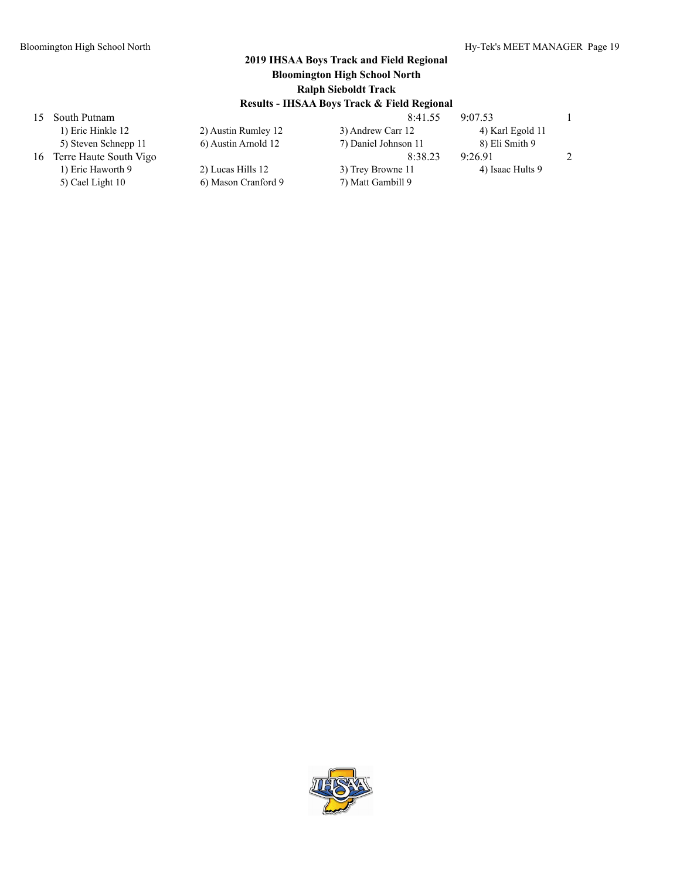## 2019 IHSAA Boys Track and Field Regional
## Bloomington High School North
## Ralph Sieboldt Track
## Results - IHSAA Boys Track & Field Regional

| | | | | | |
|---|---|---|---|---|---|
| 15 | South Putnam | | 8:41.55 | 9:07.53 | 1 |
| | 1) Eric Hinkle 12 | 2) Austin Rumley 12 | 3) Andrew Carr 12 | 4) Karl Egold 11 | |
| | 5) Steven Schnepp 11 | 6) Austin Arnold 12 | 7) Daniel Johnson 11 | 8) Eli Smith 9 | |
| 16 | Terre Haute South Vigo | | 8:38.23 | 9:26.91 | 2 |
| | 1) Eric Haworth 9 | 2) Lucas Hills 12 | 3) Trey Browne 11 | 4) Isaac Hults 9 | |
| | 5) Cael Light 10 | 6) Mason Cranford 9 | 7) Matt Gambill 9 | | |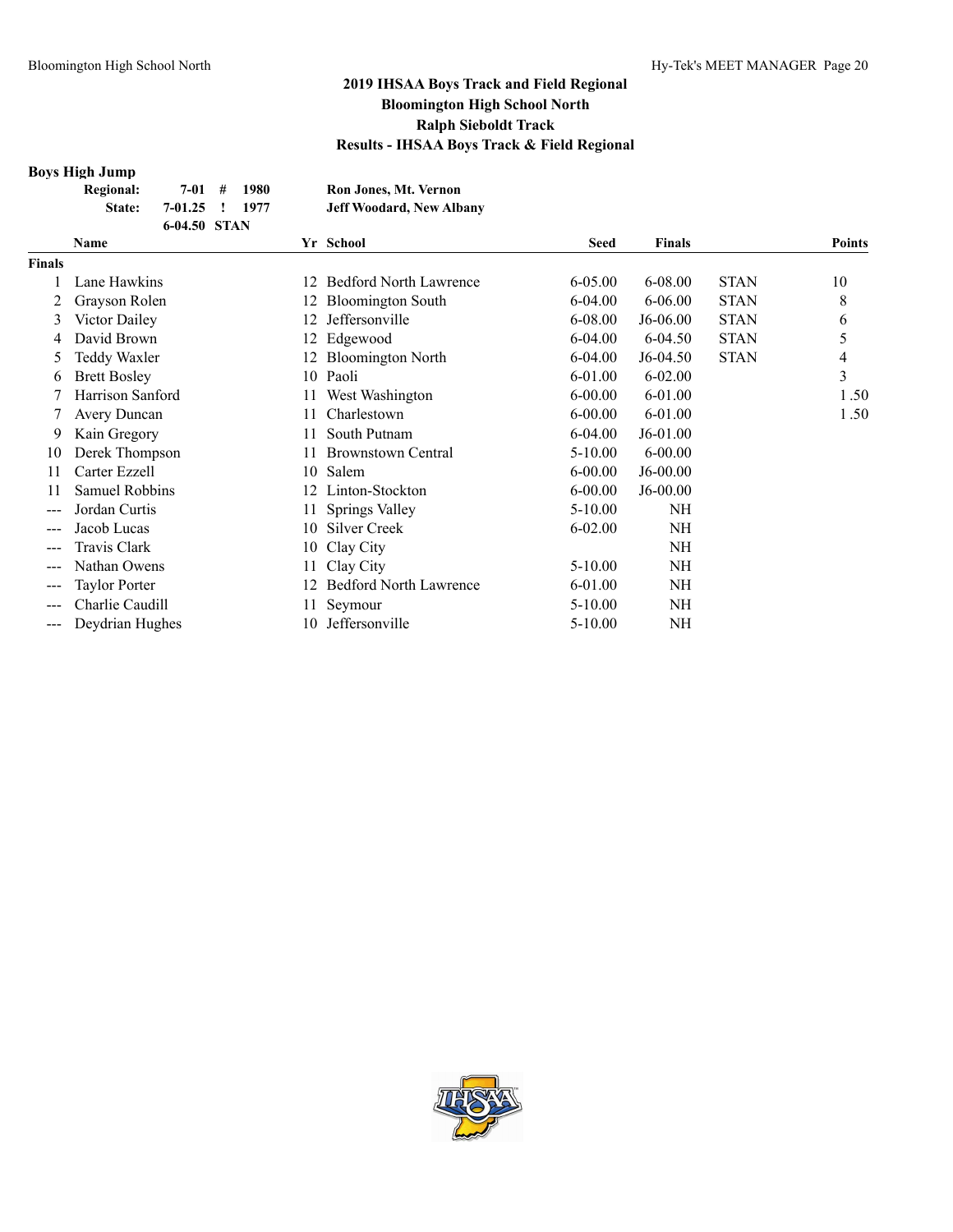## 2019 IHSAA Boys Track and Field Regional
## Bloomington High School North
## Ralph Sieboldt Track
## Results - IHSAA Boys Track & Field Regional

### Boys High Jump

| | | | | |
|---|---|---|---|---|
| Regional: | 7-01 | # | 1980 | Ron Jones, Mt. Vernon |
| State: | 7-01.25 | ! | 1977 | Jeff Woodard, New Albany |
| | 6-04.50 | STAN | | |

| | Name | Yr | School | Seed | Finals | | Points |
|---|---|---|---|---|---|---|---|
| **Finals** | | | | | | | |
| 1 | Lane Hawkins | 12 | Bedford North Lawrence | 6-05.00 | 6-08.00 | STAN | 10 |
| 2 | Grayson Rolen | 12 | Bloomington South | 6-04.00 | 6-06.00 | STAN | 8 |
| 3 | Victor Dailey | 12 | Jeffersonville | 6-08.00 | J6-06.00 | STAN | 6 |
| 4 | David Brown | 12 | Edgewood | 6-04.00 | 6-04.50 | STAN | 5 |
| 5 | Teddy Waxler | 12 | Bloomington North | 6-04.00 | J6-04.50 | STAN | 4 |
| 6 | Brett Bosley | 10 | Paoli | 6-01.00 | 6-02.00 | | 3 |
| 7 | Harrison Sanford | 11 | West Washington | 6-00.00 | 6-01.00 | | 1.50 |
| 7 | Avery Duncan | 11 | Charlestown | 6-00.00 | 6-01.00 | | 1.50 |
| 9 | Kain Gregory | 11 | South Putnam | 6-04.00 | J6-01.00 | | |
| 10 | Derek Thompson | 11 | Brownstown Central | 5-10.00 | 6-00.00 | | |
| 11 | Carter Ezzell | 10 | Salem | 6-00.00 | J6-00.00 | | |
| 11 | Samuel Robbins | 12 | Linton-Stockton | 6-00.00 | J6-00.00 | | |
| --- | Jordan Curtis | 11 | Springs Valley | 5-10.00 | NH | | |
| --- | Jacob Lucas | 10 | Silver Creek | 6-02.00 | NH | | |
| --- | Travis Clark | 10 | Clay City | | NH | | |
| --- | Nathan Owens | 11 | Clay City | 5-10.00 | NH | | |
| --- | Taylor Porter | 12 | Bedford North Lawrence | 6-01.00 | NH | | |
| --- | Charlie Caudill | 11 | Seymour | 5-10.00 | NH | | |
| --- | Deydrian Hughes | 10 | Jeffersonville | 5-10.00 | NH | | |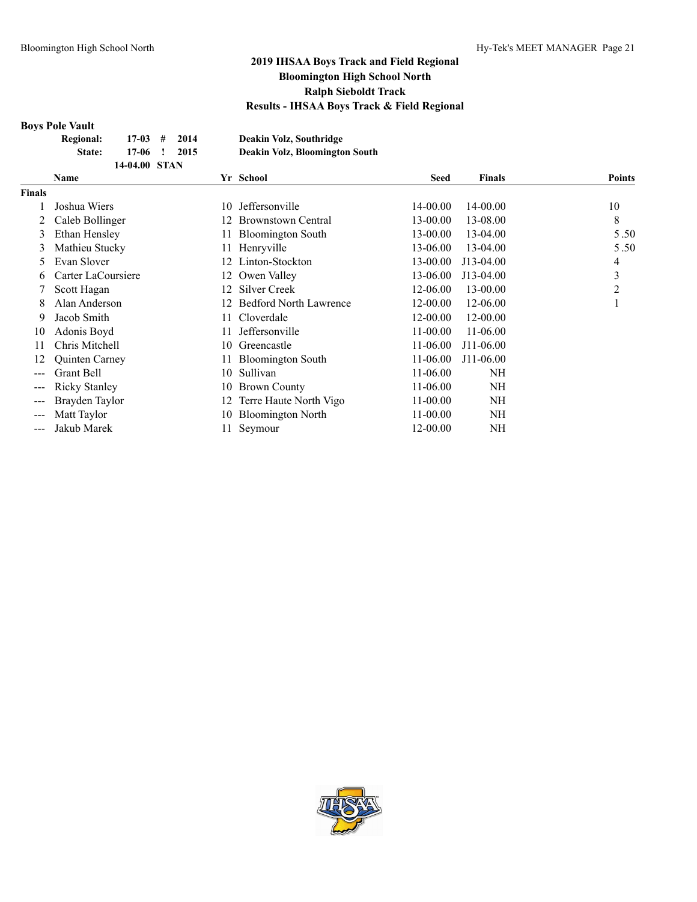## 2019 IHSAA Boys Track and Field Regional
## Bloomington High School North
## Ralph Sieboldt Track
## Results - IHSAA Boys Track & Field Regional

### Boys Pole Vault

| | | | | |
|---|---|---|---|---|
| Regional: | 17-03 | # | 2014 | Deakin Volz, Southridge |
| State: | 17-06 | ! | 2015 | Deakin Volz, Bloomington South |
| | 14-04.00 | STAN | | |

| | Name | Yr | School | Seed | Finals | Points |
|---|---|---|---|---|---|---|
| **Finals** | | | | | | |
| 1 | Joshua Wiers | 10 | Jeffersonville | 14-00.00 | 14-00.00 | 10 |
| 2 | Caleb Bollinger | 12 | Brownstown Central | 13-00.00 | 13-08.00 | 8 |
| 3 | Ethan Hensley | 11 | Bloomington South | 13-00.00 | 13-04.00 | 5.50 |
| 3 | Mathieu Stucky | 11 | Henryville | 13-06.00 | 13-04.00 | 5.50 |
| 5 | Evan Slover | 12 | Linton-Stockton | 13-00.00 | J13-04.00 | 4 |
| 6 | Carter LaCoursiere | 12 | Owen Valley | 13-06.00 | J13-04.00 | 3 |
| 7 | Scott Hagan | 12 | Silver Creek | 12-06.00 | 13-00.00 | 2 |
| 8 | Alan Anderson | 12 | Bedford North Lawrence | 12-00.00 | 12-06.00 | 1 |
| 9 | Jacob Smith | 11 | Cloverdale | 12-00.00 | 12-00.00 | |
| 10 | Adonis Boyd | 11 | Jeffersonville | 11-00.00 | 11-06.00 | |
| 11 | Chris Mitchell | 10 | Greencastle | 11-06.00 | J11-06.00 | |
| 12 | Quinten Carney | 11 | Bloomington South | 11-06.00 | J11-06.00 | |
| --- | Grant Bell | 10 | Sullivan | 11-06.00 | NH | |
| --- | Ricky Stanley | 10 | Brown County | 11-06.00 | NH | |
| --- | Brayden Taylor | 12 | Terre Haute North Vigo | 11-00.00 | NH | |
| --- | Matt Taylor | 10 | Bloomington North | 11-00.00 | NH | |
| --- | Jakub Marek | 11 | Seymour | 12-00.00 | NH | |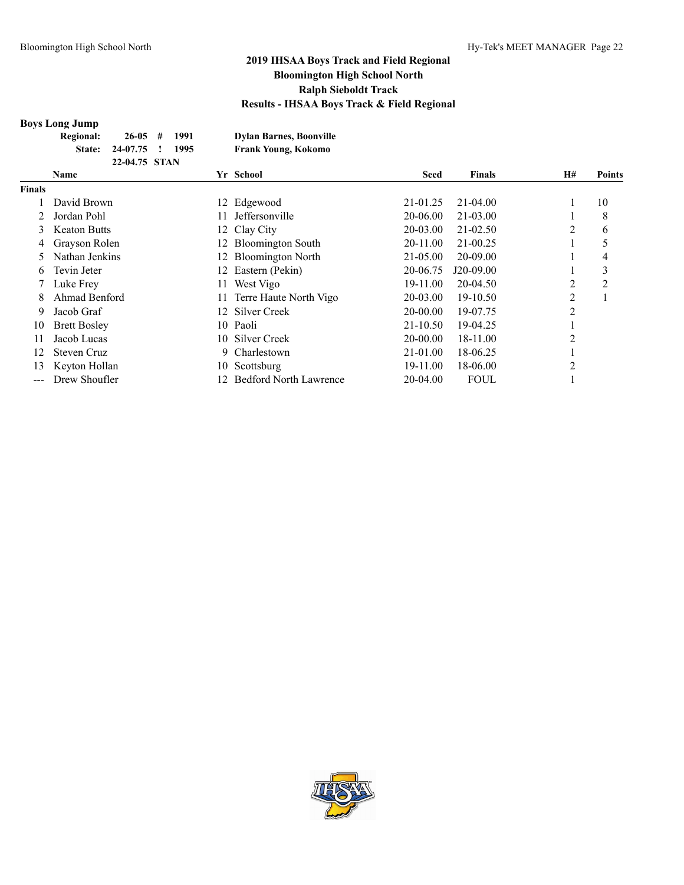# 2019 IHSAA Boys Track and Field Regional
## Bloomington High School North
## Ralph Sieboldt Track
## Results - IHSAA Boys Track & Field Regional

### Boys Long Jump

**Regional:** 26-05 # 1991 **Dylan Barnes, Boonville**
**State:** 24-07.75 ! 1995 **Frank Young, Kokomo**
22-04.75 STAN

| | Name | Yr | School | Seed | Finals | H# | Points |
|---|---|---|---|---|---|---|---|
| **Finals** | | | | | | | |
| 1 | David Brown | 12 | Edgewood | 21-01.25 | 21-04.00 | 1 | 10 |
| 2 | Jordan Pohl | 11 | Jeffersonville | 20-06.00 | 21-03.00 | 1 | 8 |
| 3 | Keaton Butts | 12 | Clay City | 20-03.00 | 21-02.50 | 2 | 6 |
| 4 | Grayson Rolen | 12 | Bloomington South | 20-11.00 | 21-00.25 | 1 | 5 |
| 5 | Nathan Jenkins | 12 | Bloomington North | 21-05.00 | 20-09.00 | 1 | 4 |
| 6 | Tevin Jeter | 12 | Eastern (Pekin) | 20-06.75 | J20-09.00 | 1 | 3 |
| 7 | Luke Frey | 11 | West Vigo | 19-11.00 | 20-04.50 | 2 | 2 |
| 8 | Ahmad Benford | 11 | Terre Haute North Vigo | 20-03.00 | 19-10.50 | 2 | 1 |
| 9 | Jacob Graf | 12 | Silver Creek | 20-00.00 | 19-07.75 | 2 | |
| 10 | Brett Bosley | 10 | Paoli | 21-10.50 | 19-04.25 | 1 | |
| 11 | Jacob Lucas | 10 | Silver Creek | 20-00.00 | 18-11.00 | 2 | |
| 12 | Steven Cruz | 9 | Charlestown | 21-01.00 | 18-06.25 | 1 | |
| 13 | Keyton Hollan | 10 | Scottsburg | 19-11.00 | 18-06.00 | 2 | |
| --- | Drew Shoufler | 12 | Bedford North Lawrence | 20-04.00 | FOUL | 1 | |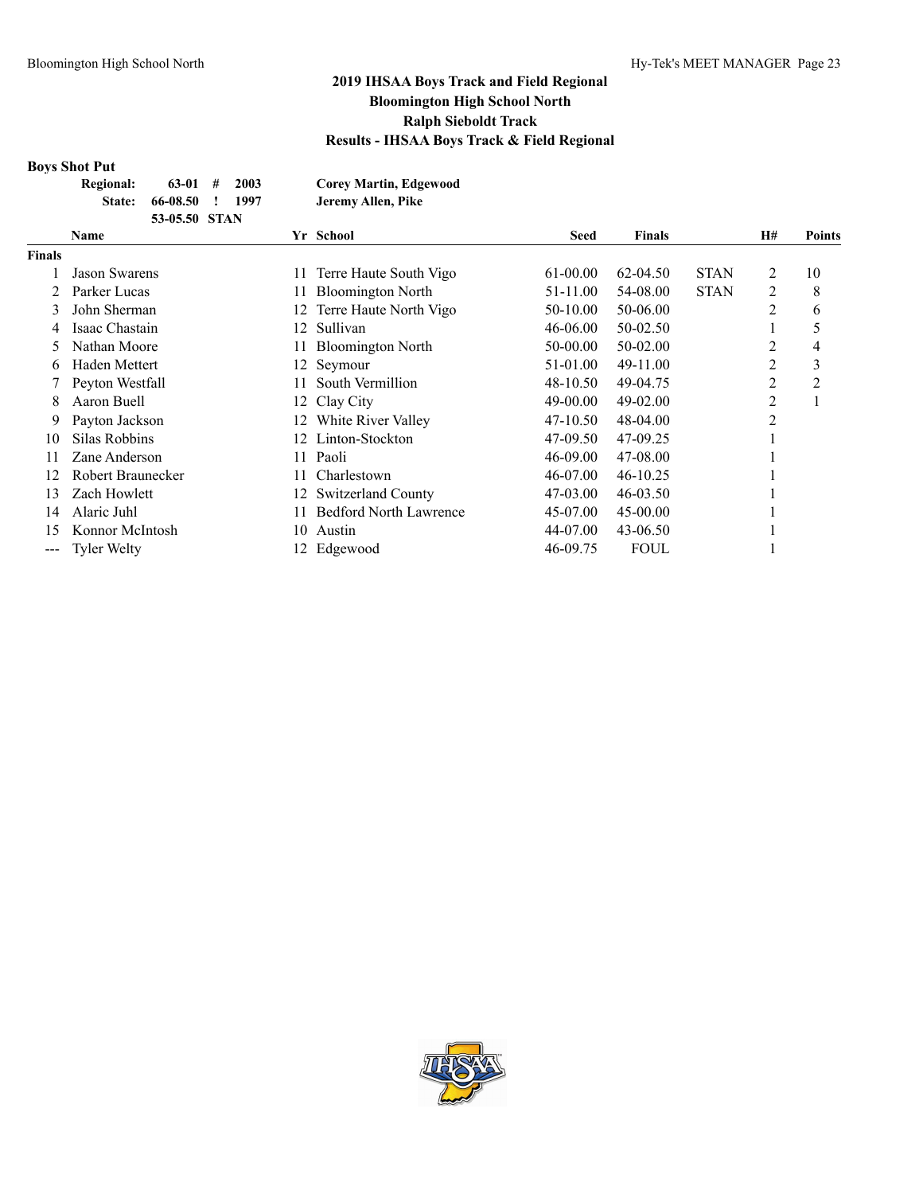## 2019 IHSAA Boys Track and Field Regional
## Bloomington High School North
## Ralph Sieboldt Track
## Results - IHSAA Boys Track & Field Regional

### Boys Shot Put

**Regional:** 63-01 # 2003 **Corey Martin, Edgewood**
**State:** 66-08.50 ! 1997 **Jeremy Allen, Pike**
53-05.50 STAN

| | Name | Yr | School | Seed | Finals | | H# | Points |
|---|---|---|---|---|---|---|---|---|
| **Finals** | | | | | | | | |
| 1 | Jason Swarens | 11 | Terre Haute South Vigo | 61-00.00 | 62-04.50 | STAN | 2 | 10 |
| 2 | Parker Lucas | 11 | Bloomington North | 51-11.00 | 54-08.00 | STAN | 2 | 8 |
| 3 | John Sherman | 12 | Terre Haute North Vigo | 50-10.00 | 50-06.00 | | 2 | 6 |
| 4 | Isaac Chastain | 12 | Sullivan | 46-06.00 | 50-02.50 | | 1 | 5 |
| 5 | Nathan Moore | 11 | Bloomington North | 50-00.00 | 50-02.00 | | 2 | 4 |
| 6 | Haden Mettert | 12 | Seymour | 51-01.00 | 49-11.00 | | 2 | 3 |
| 7 | Peyton Westfall | 11 | South Vermillion | 48-10.50 | 49-04.75 | | 2 | 2 |
| 8 | Aaron Buell | 12 | Clay City | 49-00.00 | 49-02.00 | | 2 | 1 |
| 9 | Payton Jackson | 12 | White River Valley | 47-10.50 | 48-04.00 | | 2 | |
| 10 | Silas Robbins | 12 | Linton-Stockton | 47-09.50 | 47-09.25 | | 1 | |
| 11 | Zane Anderson | 11 | Paoli | 46-09.00 | 47-08.00 | | 1 | |
| 12 | Robert Braunecker | 11 | Charlestown | 46-07.00 | 46-10.25 | | 1 | |
| 13 | Zach Howlett | 12 | Switzerland County | 47-03.00 | 46-03.50 | | 1 | |
| 14 | Alaric Juhl | 11 | Bedford North Lawrence | 45-07.00 | 45-00.00 | | 1 | |
| 15 | Konnor McIntosh | 10 | Austin | 44-07.00 | 43-06.50 | | 1 | |
| --- | Tyler Welty | 12 | Edgewood | 46-09.75 | FOUL | | 1 | |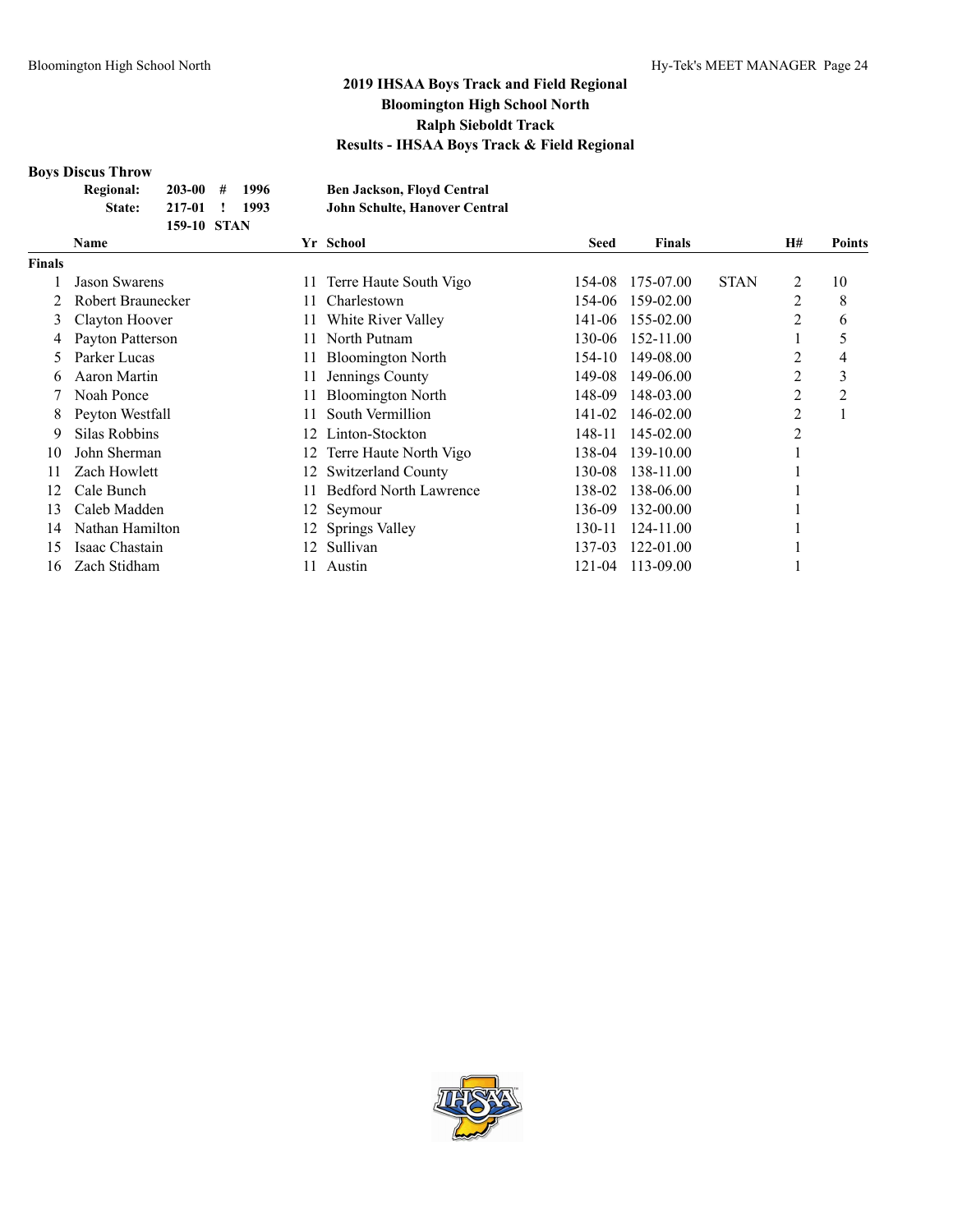# 2019 IHSAA Boys Track and Field Regional
## Bloomington High School North
## Ralph Sieboldt Track
## Results - IHSAA Boys Track & Field Regional

### Boys Discus Throw

| | | | | |
|---|---|---|---|---|
| Regional: | 203-00 | # | 1996 | Ben Jackson, Floyd Central |
| State: | 217-01 | ! | 1993 | John Schulte, Hanover Central |
| | 159-10 | STAN | | |

| | Name | Yr | School | Seed | Finals | | H# | Points |
|---|---|---|---|---|---|---|---|---|
| **Finals** | | | | | | | | |
| 1 | Jason Swarens | 11 | Terre Haute South Vigo | 154-08 | 175-07.00 | STAN | 2 | 10 |
| 2 | Robert Braunecker | 11 | Charlestown | 154-06 | 159-02.00 | | 2 | 8 |
| 3 | Clayton Hoover | 11 | White River Valley | 141-06 | 155-02.00 | | 2 | 6 |
| 4 | Payton Patterson | 11 | North Putnam | 130-06 | 152-11.00 | | 1 | 5 |
| 5 | Parker Lucas | 11 | Bloomington North | 154-10 | 149-08.00 | | 2 | 4 |
| 6 | Aaron Martin | 11 | Jennings County | 149-08 | 149-06.00 | | 2 | 3 |
| 7 | Noah Ponce | 11 | Bloomington North | 148-09 | 148-03.00 | | 2 | 2 |
| 8 | Peyton Westfall | 11 | South Vermillion | 141-02 | 146-02.00 | | 2 | 1 |
| 9 | Silas Robbins | 12 | Linton-Stockton | 148-11 | 145-02.00 | | 2 | |
| 10 | John Sherman | 12 | Terre Haute North Vigo | 138-04 | 139-10.00 | | 1 | |
| 11 | Zach Howlett | 12 | Switzerland County | 130-08 | 138-11.00 | | 1 | |
| 12 | Cale Bunch | 11 | Bedford North Lawrence | 138-02 | 138-06.00 | | 1 | |
| 13 | Caleb Madden | 12 | Seymour | 136-09 | 132-00.00 | | 1 | |
| 14 | Nathan Hamilton | 12 | Springs Valley | 130-11 | 124-11.00 | | 1 | |
| 15 | Isaac Chastain | 12 | Sullivan | 137-03 | 122-01.00 | | 1 | |
| 16 | Zach Stidham | 11 | Austin | 121-04 | 113-09.00 | | 1 | |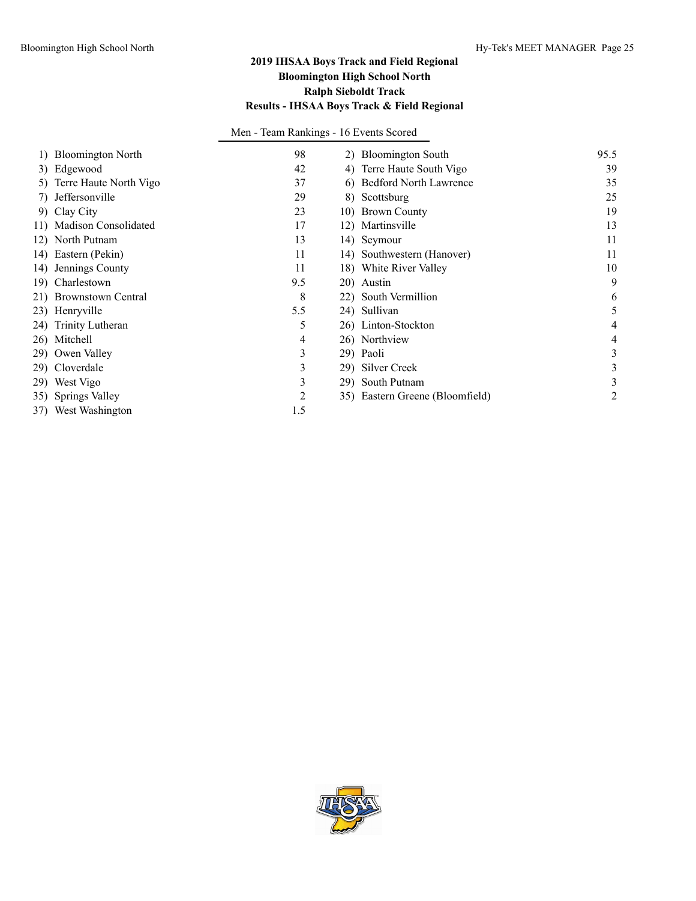**2019 IHSAA Boys Track and Field Regional**
**Bloomington High School North**
**Ralph Sieboldt Track**
**Results - IHSAA Boys Track & Field Regional**

Men - Team Rankings - 16 Events Scored

| | | | | | |
|---|---|---|---|---|---|
| 1) | Bloomington North | 98 | 2) | Bloomington South | 95.5 |
| 3) | Edgewood | 42 | 4) | Terre Haute South Vigo | 39 |
| 5) | Terre Haute North Vigo | 37 | 6) | Bedford North Lawrence | 35 |
| 7) | Jeffersonville | 29 | 8) | Scottsburg | 25 |
| 9) | Clay City | 23 | 10) | Brown County | 19 |
| 11) | Madison Consolidated | 17 | 12) | Martinsville | 13 |
| 12) | North Putnam | 13 | 14) | Seymour | 11 |
| 14) | Eastern (Pekin) | 11 | 14) | Southwestern (Hanover) | 11 |
| 14) | Jennings County | 11 | 18) | White River Valley | 10 |
| 19) | Charlestown | 9.5 | 20) | Austin | 9 |
| 21) | Brownstown Central | 8 | 22) | South Vermillion | 6 |
| 23) | Henryville | 5.5 | 24) | Sullivan | 5 |
| 24) | Trinity Lutheran | 5 | 26) | Linton-Stockton | 4 |
| 26) | Mitchell | 4 | 26) | Northview | 4 |
| 29) | Owen Valley | 3 | 29) | Paoli | 3 |
| 29) | Cloverdale | 3 | 29) | Silver Creek | 3 |
| 29) | West Vigo | 3 | 29) | South Putnam | 3 |
| 35) | Springs Valley | 2 | 35) | Eastern Greene (Bloomfield) | 2 |
| 37) | West Washington | 1.5 | | | |